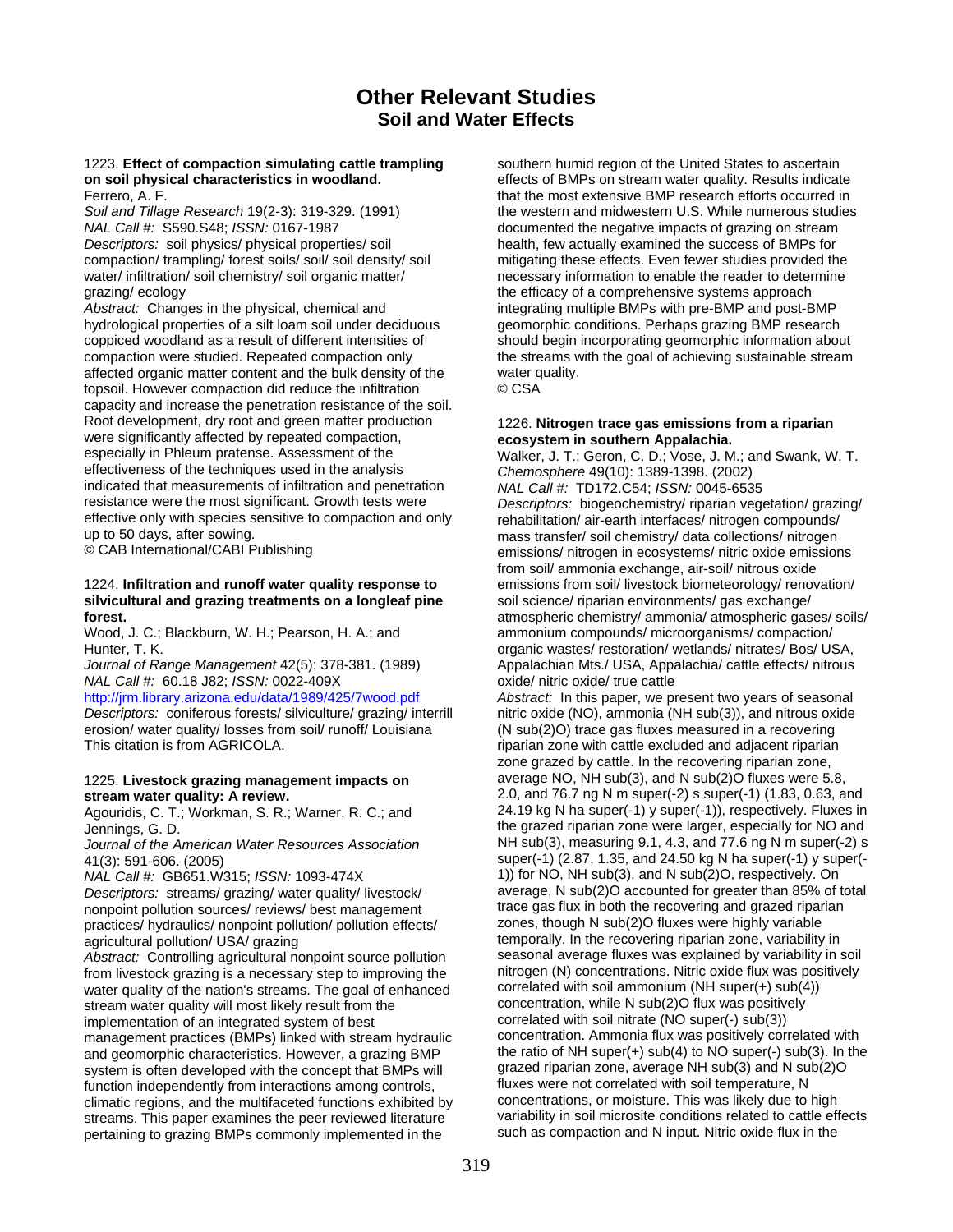# Other Relevant Studies
## Soil and Water Effects

1223. **Effect of compaction simulating cattle trampling on soil physical characteristics in woodland.**
Ferrero, A. F.
*Soil and Tillage Research* 19(2-3): 319-329. (1991)
*NAL Call #:* S590.S48; *ISSN:* 0167-1987
*Descriptors:* soil physics/ physical properties/ soil compaction/ trampling/ forest soils/ soil/ soil density/ soil water/ infiltration/ soil chemistry/ soil organic matter/ grazing/ ecology
*Abstract:* Changes in the physical, chemical and hydrological properties of a silt loam soil under deciduous coppiced woodland as a result of different intensities of compaction were studied. Repeated compaction only affected organic matter content and the bulk density of the topsoil. However compaction did reduce the infiltration capacity and increase the penetration resistance of the soil. Root development, dry root and green matter production were significantly affected by repeated compaction, especially in Phleum pratense. Assessment of the effectiveness of the techniques used in the analysis indicated that measurements of infiltration and penetration resistance were the most significant. Growth tests were effective only with species sensitive to compaction and only up to 50 days, after sowing.
© CAB International/CABI Publishing

1224. **Infiltration and runoff water quality response to silvicultural and grazing treatments on a longleaf pine forest.**
Wood, J. C.; Blackburn, W. H.; Pearson, H. A.; and Hunter, T. K.
*Journal of Range Management* 42(5): 378-381. (1989)
*NAL Call #:* 60.18 J82; *ISSN:* 0022-409X
http://jrm.library.arizona.edu/data/1989/425/7wood.pdf
*Descriptors:* coniferous forests/ silviculture/ grazing/ interrill erosion/ water quality/ losses from soil/ runoff/ Louisiana
This citation is from AGRICOLA.

1225. **Livestock grazing management impacts on stream water quality: A review.**
Agouridis, C. T.; Workman, S. R.; Warner, R. C.; and Jennings, G. D.
*Journal of the American Water Resources Association* 41(3): 591-606. (2005)
*NAL Call #:* GB651.W315; *ISSN:* 1093-474X
*Descriptors:* streams/ grazing/ water quality/ livestock/ nonpoint pollution sources/ reviews/ best management practices/ hydraulics/ nonpoint pollution/ pollution effects/ agricultural pollution/ USA/ grazing
*Abstract:* Controlling agricultural nonpoint source pollution from livestock grazing is a necessary step to improving the water quality of the nation's streams. The goal of enhanced stream water quality will most likely result from the implementation of an integrated system of best management practices (BMPs) linked with stream hydraulic and geomorphic characteristics. However, a grazing BMP system is often developed with the concept that BMPs will function independently from interactions among controls, climatic regions, and the multifaceted functions exhibited by streams. This paper examines the peer reviewed literature pertaining to grazing BMPs commonly implemented in the southern humid region of the United States to ascertain effects of BMPs on stream water quality. Results indicate that the most extensive BMP research efforts occurred in the western and midwestern U.S. While numerous studies documented the negative impacts of grazing on stream health, few actually examined the success of BMPs for mitigating these effects. Even fewer studies provided the necessary information to enable the reader to determine the efficacy of a comprehensive systems approach integrating multiple BMPs with pre-BMP and post-BMP geomorphic conditions. Perhaps grazing BMP research should begin incorporating geomorphic information about the streams with the goal of achieving sustainable stream water quality.
© CSA

1226. **Nitrogen trace gas emissions from a riparian ecosystem in southern Appalachia.**
Walker, J. T.; Geron, C. D.; Vose, J. M.; and Swank, W. T.
*Chemosphere* 49(10): 1389-1398. (2002)
*NAL Call #:* TD172.C54; *ISSN:* 0045-6535
*Descriptors:* biogeochemistry/ riparian vegetation/ grazing/ rehabilitation/ air-earth interfaces/ nitrogen compounds/ mass transfer/ soil chemistry/ data collections/ nitrogen emissions/ nitrogen in ecosystems/ nitric oxide emissions from soil/ ammonia exchange, air-soil/ nitrous oxide emissions from soil/ livestock biometeorology/ renovation/ soil science/ riparian environments/ gas exchange/ atmospheric chemistry/ ammonia/ atmospheric gases/ soils/ ammonium compounds/ microorganisms/ compaction/ organic wastes/ restoration/ wetlands/ nitrates/ Bos/ USA, Appalachian Mts./ USA, Appalachia/ cattle effects/ nitrous oxide/ nitric oxide/ true cattle
*Abstract:* In this paper, we present two years of seasonal nitric oxide (NO), ammonia ($NH_3$), and nitrous oxide ($N_2O$) trace gas fluxes measured in a recovering riparian zone with cattle excluded and adjacent riparian zone grazed by cattle. In the recovering riparian zone, average NO, $NH_3$, and $N_2O$ fluxes were 5.8, 2.0, and 76.7 ng N $m^{-2}$ $s^{-1}$ (1.83, 0.63, and 24.19 kg N $ha^{-1}$ $y^{-1}$), respectively. Fluxes in the grazed riparian zone were larger, especially for NO and $NH_3$, measuring 9.1, 4.3, and 77.6 ng N $m^{-2}$ $s^{-1}$ (2.87, 1.35, and 24.50 kg N $ha^{-1}$ $y^{-1}$) for NO, $NH_3$, and $N_2O$, respectively. On average, $N_2O$ accounted for greater than 85% of total trace gas flux in both the recovering and grazed riparian zones, though $N_2O$ fluxes were highly variable temporally. In the recovering riparian zone, variability in seasonal average fluxes was explained by variability in soil nitrogen (N) concentrations. Nitric oxide flux was positively correlated with soil ammonium ($NH_4^+$) concentration, while $N_2O$ flux was positively correlated with soil nitrate ($NO_3^-$) concentration. Ammonia flux was positively correlated with the ratio of $NH_4^+$ to $NO_3^-$. In the grazed riparian zone, average $NH_3$ and $N_2O$ fluxes were not correlated with soil temperature, N concentrations, or moisture. This was likely due to high variability in soil microsite conditions related to cattle effects such as compaction and N input. Nitric oxide flux in the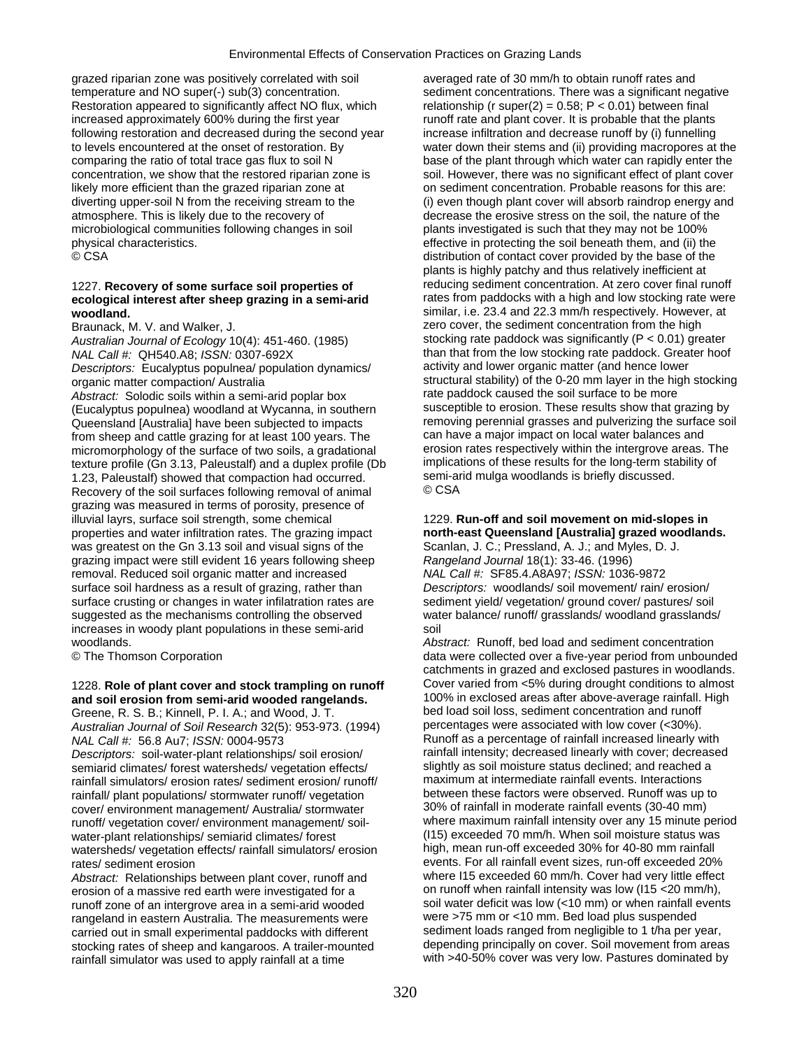grazed riparian zone was positively correlated with soil temperature and NO super(-) sub(3) concentration. Restoration appeared to significantly affect NO flux, which increased approximately 600% during the first year following restoration and decreased during the second year to levels encountered at the onset of restoration. By comparing the ratio of total trace gas flux to soil N concentration, we show that the restored riparian zone is likely more efficient than the grazed riparian zone at diverting upper-soil N from the receiving stream to the atmosphere. This is likely due to the recovery of microbiological communities following changes in soil physical characteristics.
© CSA

1227. **Recovery of some surface soil properties of ecological interest after sheep grazing in a semi-arid woodland.**
Braunack, M. V. and Walker, J.
*Australian Journal of Ecology* 10(4): 451-460. (1985)
*NAL Call #:* QH540.A8; *ISSN:* 0307-692X
*Descriptors:* Eucalyptus populnea/ population dynamics/ organic matter compaction/ Australia
*Abstract:* Solodic soils within a semi-arid poplar box (Eucalyptus populnea) woodland at Wycanna, in southern Queensland [Australia] have been subjected to impacts from sheep and cattle grazing for at least 100 years. The micromorphology of the surface of two soils, a gradational texture profile (Gn 3.13, Paleustalf) and a duplex profile (Db 1.23, Paleustalf) showed that compaction had occurred. Recovery of the soil surfaces following removal of animal grazing was measured in terms of porosity, presence of illuvial layrs, surface soil strength, some chemical properties and water infiltration rates. The grazing impact was greatest on the Gn 3.13 soil and visual signs of the grazing impact were still evident 16 years following sheep removal. Reduced soil organic matter and increased surface soil hardness as a result of grazing, rather than surface crusting or changes in water infilatration rates are suggested as the mechanisms controlling the observed increases in woody plant populations in these semi-arid woodlands.
© The Thomson Corporation

1228. **Role of plant cover and stock trampling on runoff and soil erosion from semi-arid wooded rangelands.**
Greene, R. S. B.; Kinnell, P. I. A.; and Wood, J. T.
*Australian Journal of Soil Research* 32(5): 953-973. (1994)
*NAL Call #:* 56.8 Au7; *ISSN:* 0004-9573
*Descriptors:* soil-water-plant relationships/ soil erosion/ semiarid climates/ forest watersheds/ vegetation effects/ rainfall simulators/ erosion rates/ sediment erosion/ runoff/ rainfall/ plant populations/ stormwater runoff/ vegetation cover/ environment management/ Australia/ stormwater runoff/ vegetation cover/ environment management/ soil-water-plant relationships/ semiarid climates/ forest watersheds/ vegetation effects/ rainfall simulators/ erosion rates/ sediment erosion
*Abstract:* Relationships between plant cover, runoff and erosion of a massive red earth were investigated for a runoff zone of an intergrove area in a semi-arid wooded rangeland in eastern Australia. The measurements were carried out in small experimental paddocks with different stocking rates of sheep and kangaroos. A trailer-mounted rainfall simulator was used to apply rainfall at a time averaged rate of 30 mm/h to obtain runoff rates and sediment concentrations. There was a significant negative relationship (r super(2) = 0.58; P < 0.01) between final runoff rate and plant cover. It is probable that the plants increase infiltration and decrease runoff by (i) funnelling water down their stems and (ii) providing macropores at the base of the plant through which water can rapidly enter the soil. However, there was no significant effect of plant cover on sediment concentration. Probable reasons for this are: (i) even though plant cover will absorb raindrop energy and decrease the erosive stress on the soil, the nature of the plants investigated is such that they may not be 100% effective in protecting the soil beneath them, and (ii) the distribution of contact cover provided by the base of the plants is highly patchy and thus relatively inefficient at reducing sediment concentration. At zero cover final runoff rates from paddocks with a high and low stocking rate were similar, i.e. 23.4 and 22.3 mm/h respectively. However, at zero cover, the sediment concentration from the high stocking rate paddock was significantly (P < 0.01) greater than that from the low stocking rate paddock. Greater hoof activity and lower organic matter (and hence lower structural stability) of the 0-20 mm layer in the high stocking rate paddock caused the soil surface to be more susceptible to erosion. These results show that grazing by removing perennial grasses and pulverizing the surface soil can have a major impact on local water balances and erosion rates respectively within the intergrove areas. The implications of these results for the long-term stability of semi-arid mulga woodlands is briefly discussed.
© CSA

1229. **Run-off and soil movement on mid-slopes in north-east Queensland [Australia] grazed woodlands.**
Scanlan, J. C.; Pressland, A. J.; and Myles, D. J.
*Rangeland Journal* 18(1): 33-46. (1996)
*NAL Call #:* SF85.4.A8A97; *ISSN:* 1036-9872
*Descriptors:* woodlands/ soil movement/ rain/ erosion/ sediment yield/ vegetation/ ground cover/ pastures/ soil water balance/ runoff/ grasslands/ woodland grasslands/ soil
*Abstract:* Runoff, bed load and sediment concentration data were collected over a five-year period from unbounded catchments in grazed and exclosed pastures in woodlands. Cover varied from <5% during drought conditions to almost 100% in exclosed areas after above-average rainfall. High bed load soil loss, sediment concentration and runoff percentages were associated with low cover (<30%). Runoff as a percentage of rainfall increased linearly with rainfall intensity; decreased linearly with cover; decreased slightly as soil moisture status declined; and reached a maximum at intermediate rainfall events. Interactions between these factors were observed. Runoff was up to 30% of rainfall in moderate rainfall events (30-40 mm) where maximum rainfall intensity over any 15 minute period (I15) exceeded 70 mm/h. When soil moisture status was high, mean run-off exceeded 30% for 40-80 mm rainfall events. For all rainfall event sizes, run-off exceeded 20% where I15 exceeded 60 mm/h. Cover had very little effect on runoff when rainfall intensity was low (I15 <20 mm/h), soil water deficit was low (<10 mm) or when rainfall events were >75 mm or <10 mm. Bed load plus suspended sediment loads ranged from negligible to 1 t/ha per year, depending principally on cover. Soil movement from areas with >40-50% cover was very low. Pastures dominated by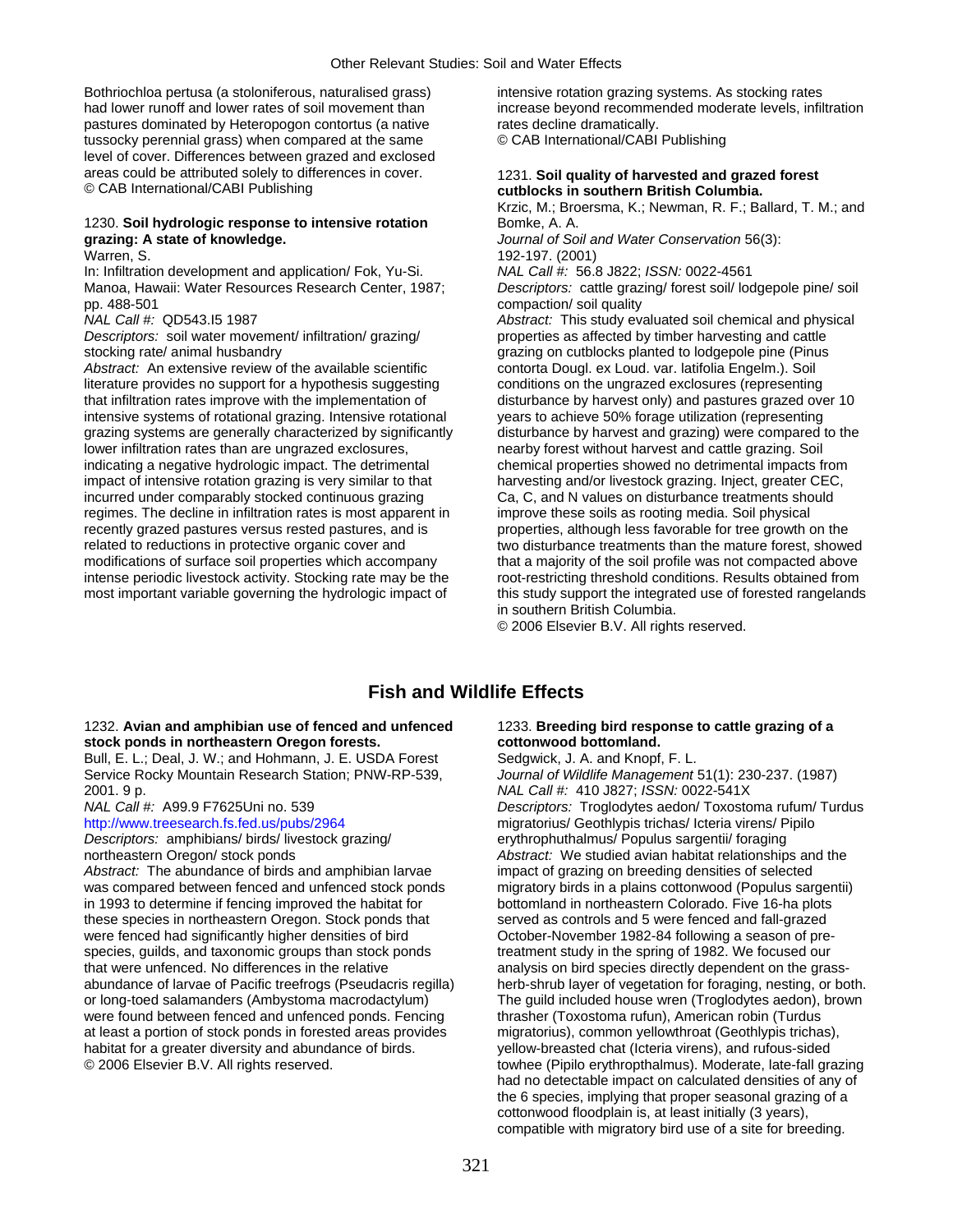Bothriochloa pertusa (a stoloniferous, naturalised grass) had lower runoff and lower rates of soil movement than pastures dominated by Heteropogon contortus (a native tussocky perennial grass) when compared at the same level of cover. Differences between grazed and exclosed areas could be attributed solely to differences in cover.
© CAB International/CABI Publishing

1230. **Soil hydrologic response to intensive rotation grazing: A state of knowledge.**
Warren, S.
In: Infiltration development and application/ Fok, Yu-Si. Manoa, Hawaii: Water Resources Research Center, 1987; pp. 488-501
*NAL Call #:* QD543.I5 1987
*Descriptors:* soil water movement/ infiltration/ grazing/ stocking rate/ animal husbandry
*Abstract:* An extensive review of the available scientific literature provides no support for a hypothesis suggesting that infiltration rates improve with the implementation of intensive systems of rotational grazing. Intensive rotational grazing systems are generally characterized by significantly lower infiltration rates than are ungrazed exclosures, indicating a negative hydrologic impact. The detrimental impact of intensive rotation grazing is very similar to that incurred under comparably stocked continuous grazing regimes. The decline in infiltration rates is most apparent in recently grazed pastures versus rested pastures, and is related to reductions in protective organic cover and modifications of surface soil properties which accompany intense periodic livestock activity. Stocking rate may be the most important variable governing the hydrologic impact of intensive rotation grazing systems. As stocking rates increase beyond recommended moderate levels, infiltration rates decline dramatically.
© CAB International/CABI Publishing

1231. **Soil quality of harvested and grazed forest cutblocks in southern British Columbia.**
Krzic, M.; Broersma, K.; Newman, R. F.; Ballard, T. M.; and Bomke, A. A.
*Journal of Soil and Water Conservation* 56(3): 192-197. (2001)
*NAL Call #:* 56.8 J822; *ISSN:* 0022-4561
*Descriptors:* cattle grazing/ forest soil/ lodgepole pine/ soil compaction/ soil quality
*Abstract:* This study evaluated soil chemical and physical properties as affected by timber harvesting and cattle grazing on cutblocks planted to lodgepole pine (Pinus contorta Dougl. ex Loud. var. latifolia Engelm.). Soil conditions on the ungrazed exclosures (representing disturbance by harvest only) and pastures grazed over 10 years to achieve 50% forage utilization (representing disturbance by harvest and grazing) were compared to the nearby forest without harvest and cattle grazing. Soil chemical properties showed no detrimental impacts from harvesting and/or livestock grazing. Inject, greater CEC, Ca, C, and N values on disturbance treatments should improve these soils as rooting media. Soil physical properties, although less favorable for tree growth on the two disturbance treatments than the mature forest, showed that a majority of the soil profile was not compacted above root-restricting threshold conditions. Results obtained from this study support the integrated use of forested rangelands in southern British Columbia.
© 2006 Elsevier B.V. All rights reserved.

## Fish and Wildlife Effects

1232. **Avian and amphibian use of fenced and unfenced stock ponds in northeastern Oregon forests.**
Bull, E. L.; Deal, J. W.; and Hohmann, J. E. USDA Forest Service Rocky Mountain Research Station; PNW-RP-539, 2001. 9 p.
*NAL Call #:* A99.9 F7625Uni no. 539
http://www.treesearch.fs.fed.us/pubs/2964
*Descriptors:* amphibians/ birds/ livestock grazing/ northeastern Oregon/ stock ponds
*Abstract:* The abundance of birds and amphibian larvae was compared between fenced and unfenced stock ponds in 1993 to determine if fencing improved the habitat for these species in northeastern Oregon. Stock ponds that were fenced had significantly higher densities of bird species, guilds, and taxonomic groups than stock ponds that were unfenced. No differences in the relative abundance of larvae of Pacific treefrogs (Pseudacris regilla) or long-toed salamanders (Ambystoma macrodactylum) were found between fenced and unfenced ponds. Fencing at least a portion of stock ponds in forested areas provides habitat for a greater diversity and abundance of birds.
© 2006 Elsevier B.V. All rights reserved.

1233. **Breeding bird response to cattle grazing of a cottonwood bottomland.**
Sedgwick, J. A. and Knopf, F. L.
*Journal of Wildlife Management* 51(1): 230-237. (1987)
*NAL Call #:* 410 J827; *ISSN:* 0022-541X
*Descriptors:* Troglodytes aedon/ Toxostoma rufum/ Turdus migratorius/ Geothlypis trichas/ Icteria virens/ Pipilo erythrophuthalmus/ Populus sargentii/ foraging
*Abstract:* We studied avian habitat relationships and the impact of grazing on breeding densities of selected migratory birds in a plains cottonwood (Populus sargentii) bottomland in northeastern Colorado. Five 16-ha plots served as controls and 5 were fenced and fall-grazed October-November 1982-84 following a season of pre-treatment study in the spring of 1982. We focused our analysis on bird species directly dependent on the grass-herb-shrub layer of vegetation for foraging, nesting, or both. The guild included house wren (Troglodytes aedon), brown thrasher (Toxostoma rufun), American robin (Turdus migratorius), common yellowthroat (Geothlypis trichas), yellow-breasted chat (Icteria virens), and rufous-sided towhee (Pipilo erythropthalmus). Moderate, late-fall grazing had no detectable impact on calculated densities of any of the 6 species, implying that proper seasonal grazing of a cottonwood floodplain is, at least initially (3 years), compatible with migratory bird use of a site for breeding.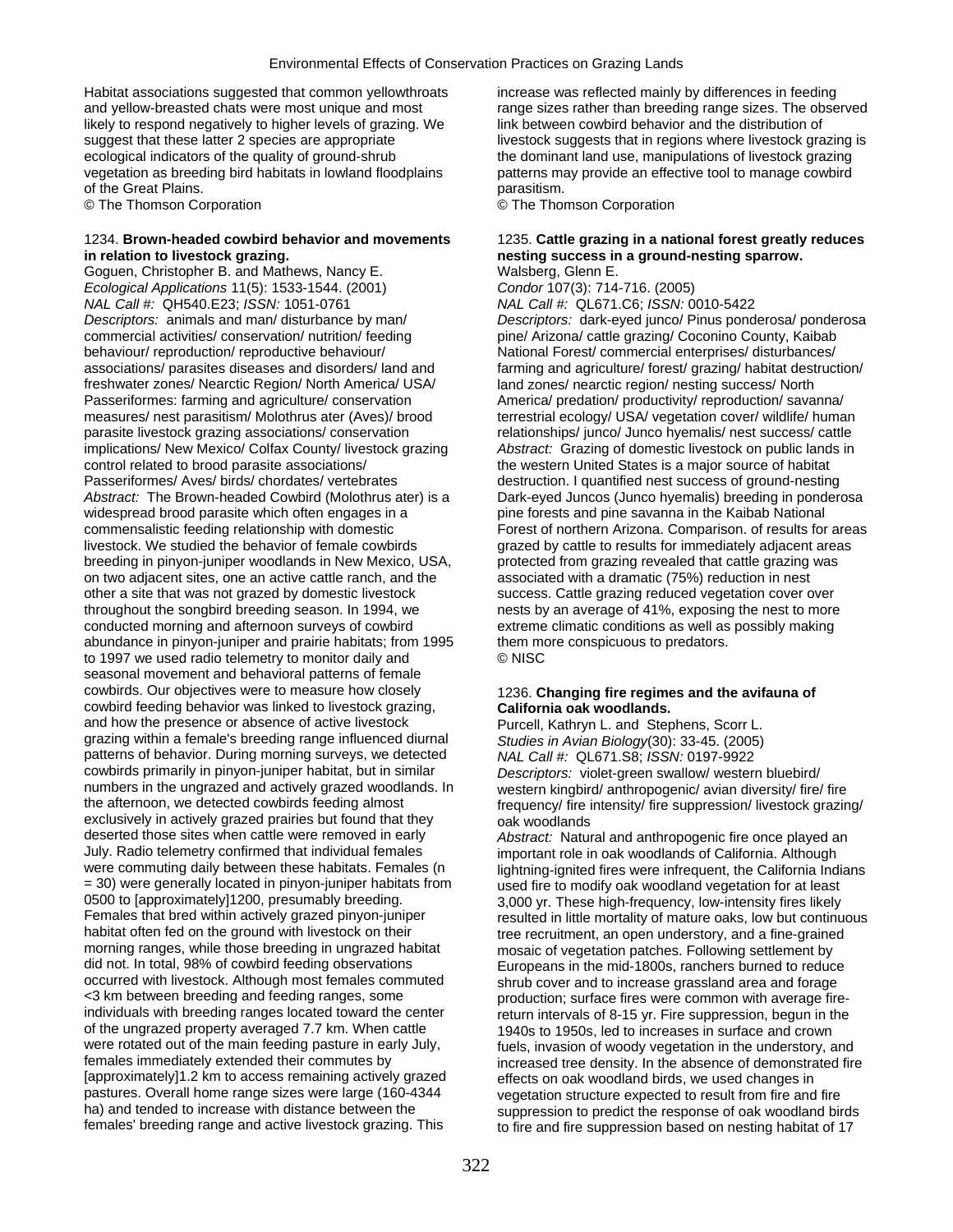Habitat associations suggested that common yellowthroats and yellow-breasted chats were most unique and most likely to respond negatively to higher levels of grazing. We suggest that these latter 2 species are appropriate ecological indicators of the quality of ground-shrub vegetation as breeding bird habitats in lowland floodplains of the Great Plains.
© The Thomson Corporation

1234. **Brown-headed cowbird behavior and movements in relation to livestock grazing.**
Goguen, Christopher B. and Mathews, Nancy E.
*Ecological Applications* 11(5): 1533-1544. (2001)
*NAL Call #:* QH540.E23; *ISSN:* 1051-0761
*Descriptors:* animals and man/ disturbance by man/ commercial activities/ conservation/ nutrition/ feeding behaviour/ reproduction/ reproductive behaviour/ associations/ parasites diseases and disorders/ land and freshwater zones/ Nearctic Region/ North America/ USA/ Passeriformes: farming and agriculture/ conservation measures/ nest parasitism/ Molothrus ater (Aves)/ brood parasite livestock grazing associations/ conservation implications/ New Mexico/ Colfax County/ livestock grazing control related to brood parasite associations/ Passeriformes/ Aves/ birds/ chordates/ vertebrates
*Abstract:* The Brown-headed Cowbird (Molothrus ater) is a widespread brood parasite which often engages in a commensalistic feeding relationship with domestic livestock. We studied the behavior of female cowbirds breeding in pinyon-juniper woodlands in New Mexico, USA, on two adjacent sites, one an active cattle ranch, and the other a site that was not grazed by domestic livestock throughout the songbird breeding season. In 1994, we conducted morning and afternoon surveys of cowbird abundance in pinyon-juniper and prairie habitats; from 1995 to 1997 we used radio telemetry to monitor daily and seasonal movement and behavioral patterns of female cowbirds. Our objectives were to measure how closely cowbird feeding behavior was linked to livestock grazing, and how the presence or absence of active livestock grazing within a female's breeding range influenced diurnal patterns of behavior. During morning surveys, we detected cowbirds primarily in pinyon-juniper habitat, but in similar numbers in the ungrazed and actively grazed woodlands. In the afternoon, we detected cowbirds feeding almost exclusively in actively grazed prairies but found that they deserted those sites when cattle were removed in early July. Radio telemetry confirmed that individual females were commuting daily between these habitats. Females (n = 30) were generally located in pinyon-juniper habitats from 0500 to [approximately]1200, presumably breeding. Females that bred within actively grazed pinyon-juniper habitat often fed on the ground with livestock on their morning ranges, while those breeding in ungrazed habitat did not. In total, 98% of cowbird feeding observations occurred with livestock. Although most females commuted <3 km between breeding and feeding ranges, some individuals with breeding ranges located toward the center of the ungrazed property averaged 7.7 km. When cattle were rotated out of the main feeding pasture in early July, females immediately extended their commutes by [approximately]1.2 km to access remaining actively grazed pastures. Overall home range sizes were large (160-4344 ha) and tended to increase with distance between the females' breeding range and active livestock grazing. This increase was reflected mainly by differences in feeding range sizes rather than breeding range sizes. The observed link between cowbird behavior and the distribution of livestock suggests that in regions where livestock grazing is the dominant land use, manipulations of livestock grazing patterns may provide an effective tool to manage cowbird parasitism.
© The Thomson Corporation

1235. **Cattle grazing in a national forest greatly reduces nesting success in a ground-nesting sparrow.**
Walsberg, Glenn E.
*Condor* 107(3): 714-716. (2005)
*NAL Call #:* QL671.C6; *ISSN:* 0010-5422
*Descriptors:* dark-eyed junco/ Pinus ponderosa/ ponderosa pine/ Arizona/ cattle grazing/ Coconino County, Kaibab National Forest/ commercial enterprises/ disturbances/ farming and agriculture/ forest/ grazing/ habitat destruction/ land zones/ nearctic region/ nesting success/ North America/ predation/ productivity/ reproduction/ savanna/ terrestrial ecology/ USA/ vegetation cover/ wildlife/ human relationships/ junco/ Junco hyemalis/ nest success/ cattle
*Abstract:* Grazing of domestic livestock on public lands in the western United States is a major source of habitat destruction. I quantified nest success of ground-nesting Dark-eyed Juncos (Junco hyemalis) breeding in ponderosa pine forests and pine savanna in the Kaibab National Forest of northern Arizona. Comparison. of results for areas grazed by cattle to results for immediately adjacent areas protected from grazing revealed that cattle grazing was associated with a dramatic (75%) reduction in nest success. Cattle grazing reduced vegetation cover over nests by an average of 41%, exposing the nest to more extreme climatic conditions as well as possibly making them more conspicuous to predators.
© NISC

1236. **Changing fire regimes and the avifauna of California oak woodlands.**
Purcell, Kathryn L. and Stephens, Scorr L.
*Studies in Avian Biology*(30): 33-45. (2005)
*NAL Call #:* QL671.S8; *ISSN:* 0197-9922
*Descriptors:* violet-green swallow/ western bluebird/ western kingbird/ anthropogenic/ avian diversity/ fire/ fire frequency/ fire intensity/ fire suppression/ livestock grazing/ oak woodlands
*Abstract:* Natural and anthropogenic fire once played an important role in oak woodlands of California. Although lightning-ignited fires were infrequent, the California Indians used fire to modify oak woodland vegetation for at least 3,000 yr. These high-frequency, low-intensity fires likely resulted in little mortality of mature oaks, low but continuous tree recruitment, an open understory, and a fine-grained mosaic of vegetation patches. Following settlement by Europeans in the mid-1800s, ranchers burned to reduce shrub cover and to increase grassland area and forage production; surface fires were common with average fire-return intervals of 8-15 yr. Fire suppression, begun in the 1940s to 1950s, led to increases in surface and crown fuels, invasion of woody vegetation in the understory, and increased tree density. In the absence of demonstrated fire effects on oak woodland birds, we used changes in vegetation structure expected to result from fire and fire suppression to predict the response of oak woodland birds to fire and fire suppression based on nesting habitat of 17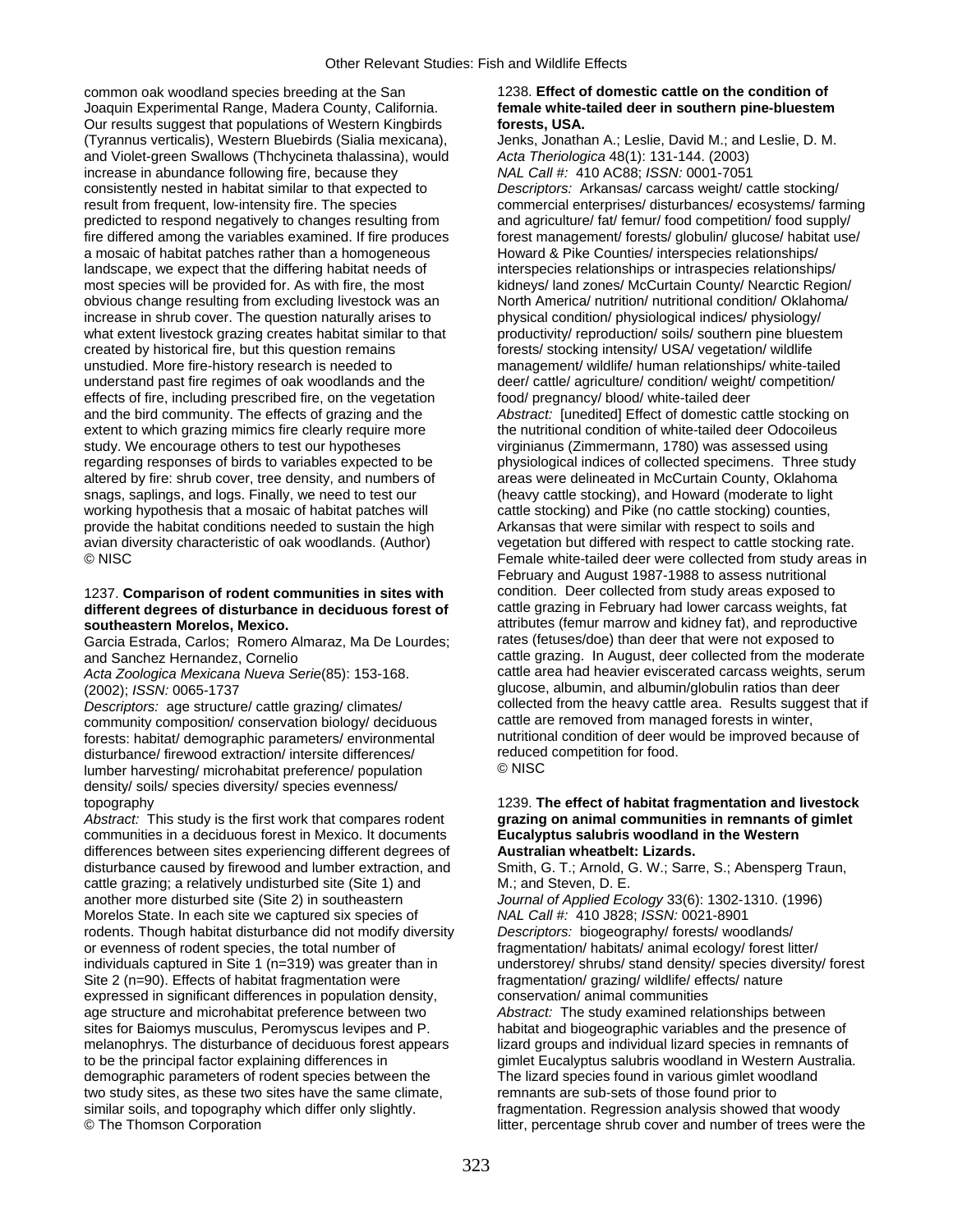common oak woodland species breeding at the San Joaquin Experimental Range, Madera County, California. Our results suggest that populations of Western Kingbirds (Tyrannus verticalis), Western Bluebirds (Sialia mexicana), and Violet-green Swallows (Thchycineta thalassina), would increase in abundance following fire, because they consistently nested in habitat similar to that expected to result from frequent, low-intensity fire. The species predicted to respond negatively to changes resulting from fire differed among the variables examined. If fire produces a mosaic of habitat patches rather than a homogeneous landscape, we expect that the differing habitat needs of most species will be provided for. As with fire, the most obvious change resulting from excluding livestock was an increase in shrub cover. The question naturally arises to what extent livestock grazing creates habitat similar to that created by historical fire, but this question remains unstudied. More fire-history research is needed to understand past fire regimes of oak woodlands and the effects of fire, including prescribed fire, on the vegetation and the bird community. The effects of grazing and the extent to which grazing mimics fire clearly require more study. We encourage others to test our hypotheses regarding responses of birds to variables expected to be altered by fire: shrub cover, tree density, and numbers of snags, saplings, and logs. Finally, we need to test our working hypothesis that a mosaic of habitat patches will provide the habitat conditions needed to sustain the high avian diversity characteristic of oak woodlands. (Author)
© NISC

1237. **Comparison of rodent communities in sites with different degrees of disturbance in deciduous forest of southeastern Morelos, Mexico.**
Garcia Estrada, Carlos; Romero Almaraz, Ma De Lourdes; and Sanchez Hernandez, Cornelio
*Acta Zoologica Mexicana Nueva Serie*(85): 153-168. (2002); *ISSN:* 0065-1737
*Descriptors:* age structure/ cattle grazing/ climates/ community composition/ conservation biology/ deciduous forests: habitat/ demographic parameters/ environmental disturbance/ firewood extraction/ intersite differences/ lumber harvesting/ microhabitat preference/ population density/ soils/ species diversity/ species evenness/ topography
*Abstract:* This study is the first work that compares rodent communities in a deciduous forest in Mexico. It documents differences between sites experiencing different degrees of disturbance caused by firewood and lumber extraction, and cattle grazing; a relatively undisturbed site (Site 1) and another more disturbed site (Site 2) in southeastern Morelos State. In each site we captured six species of rodents. Though habitat disturbance did not modify diversity or evenness of rodent species, the total number of individuals captured in Site 1 (n=319) was greater than in Site 2 (n=90). Effects of habitat fragmentation were expressed in significant differences in population density, age structure and microhabitat preference between two sites for Baiomys musculus, Peromyscus levipes and P. melanophrys. The disturbance of deciduous forest appears to be the principal factor explaining differences in demographic parameters of rodent species between the two study sites, as these two sites have the same climate, similar soils, and topography which differ only slightly.
© The Thomson Corporation

1238. **Effect of domestic cattle on the condition of female white-tailed deer in southern pine-bluestem forests, USA.**
Jenks, Jonathan A.; Leslie, David M.; and Leslie, D. M.
*Acta Theriologica* 48(1): 131-144. (2003)
*NAL Call #:* 410 AC88; *ISSN:* 0001-7051
*Descriptors:* Arkansas/ carcass weight/ cattle stocking/ commercial enterprises/ disturbances/ ecosystems/ farming and agriculture/ fat/ femur/ food competition/ food supply/ forest management/ forests/ globulin/ glucose/ habitat use/ Howard & Pike Counties/ interspecies relationships/ interspecies relationships or intraspecies relationships/ kidneys/ land zones/ McCurtain County/ Nearctic Region/ North America/ nutrition/ nutritional condition/ Oklahoma/ physical condition/ physiological indices/ physiology/ productivity/ reproduction/ soils/ southern pine bluestem forests/ stocking intensity/ USA/ vegetation/ wildlife management/ wildlife/ human relationships/ white-tailed deer/ cattle/ agriculture/ condition/ weight/ competition/ food/ pregnancy/ blood/ white-tailed deer
*Abstract:* [unedited] Effect of domestic cattle stocking on the nutritional condition of white-tailed deer Odocoileus virginianus (Zimmermann, 1780) was assessed using physiological indices of collected specimens. Three study areas were delineated in McCurtain County, Oklahoma (heavy cattle stocking), and Howard (moderate to light cattle stocking) and Pike (no cattle stocking) counties, Arkansas that were similar with respect to soils and vegetation but differed with respect to cattle stocking rate. Female white-tailed deer were collected from study areas in February and August 1987-1988 to assess nutritional condition. Deer collected from study areas exposed to cattle grazing in February had lower carcass weights, fat attributes (femur marrow and kidney fat), and reproductive rates (fetuses/doe) than deer that were not exposed to cattle grazing. In August, deer collected from the moderate cattle area had heavier eviscerated carcass weights, serum glucose, albumin, and albumin/globulin ratios than deer collected from the heavy cattle area. Results suggest that if cattle are removed from managed forests in winter, nutritional condition of deer would be improved because of reduced competition for food.
© NISC

1239. **The effect of habitat fragmentation and livestock grazing on animal communities in remnants of gimlet Eucalyptus salubris woodland in the Western Australian wheatbelt: Lizards.**
Smith, G. T.; Arnold, G. W.; Sarre, S.; Abensperg Traun, M.; and Steven, D. E.
*Journal of Applied Ecology* 33(6): 1302-1310. (1996)
*NAL Call #:* 410 J828; *ISSN:* 0021-8901
*Descriptors:* biogeography/ forests/ woodlands/ fragmentation/ habitats/ animal ecology/ forest litter/ understorey/ shrubs/ stand density/ species diversity/ forest fragmentation/ grazing/ wildlife/ effects/ nature conservation/ animal communities
*Abstract:* The study examined relationships between habitat and biogeographic variables and the presence of lizard groups and individual lizard species in remnants of gimlet Eucalyptus salubris woodland in Western Australia. The lizard species found in various gimlet woodland remnants are sub-sets of those found prior to fragmentation. Regression analysis showed that woody litter, percentage shrub cover and number of trees were the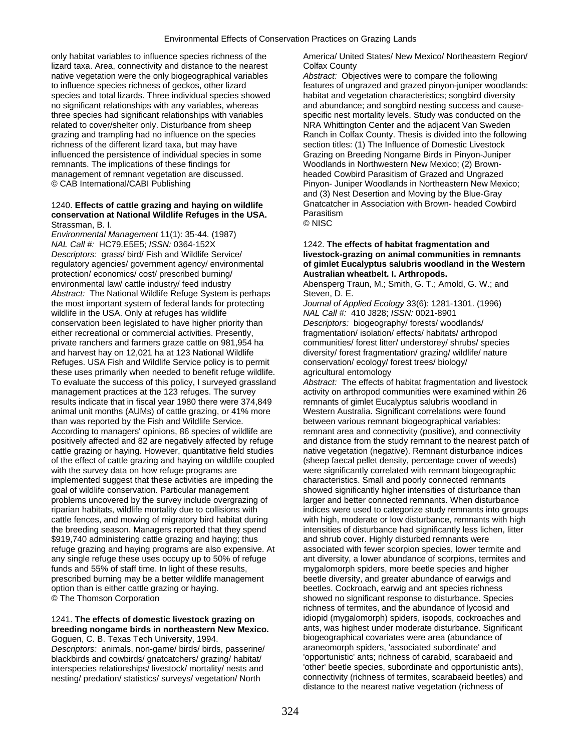only habitat variables to influence species richness of the lizard taxa. Area, connectivity and distance to the nearest native vegetation were the only biogeographical variables to influence species richness of geckos, other lizard species and total lizards. Three individual species showed no significant relationships with any variables, whereas three species had significant relationships with variables related to cover/shelter only. Disturbance from sheep grazing and trampling had no influence on the species richness of the different lizard taxa, but may have influenced the persistence of individual species in some remnants. The implications of these findings for management of remnant vegetation are discussed.
© CAB International/CABI Publishing

1240. **Effects of cattle grazing and haying on wildlife conservation at National Wildlife Refuges in the USA.**
Strassman, B. I.
*Environmental Management* 11(1): 35-44. (1987)
*NAL Call #:* HC79.E5E5; *ISSN:* 0364-152X
*Descriptors:* grass/ bird/ Fish and Wildlife Service/ regulatory agencies/ government agency/ environmental protection/ economics/ cost/ prescribed burning/ environmental law/ cattle industry/ feed industry
*Abstract:* The National Wildlife Refuge System is perhaps the most important system of federal lands for protecting wildlife in the USA. Only at refuges has wildlife conservation been legislated to have higher priority than either recreational or commercial activities. Presently, private ranchers and farmers graze cattle on 981,954 ha and harvest hay on 12,021 ha at 123 National Wildlife Refuges. USA Fish and Wildlife Service policy is to permit these uses primarily when needed to benefit refuge wildlife. To evaluate the success of this policy, I surveyed grassland management practices at the 123 refuges. The survey results indicate that in fiscal year 1980 there were 374,849 animal unit months (AUMs) of cattle grazing, or 41% more than was reported by the Fish and Wildlife Service. According to managers' opinions, 86 species of wildlife are positively affected and 82 are negatively affected by refuge cattle grazing or haying. However, quantitative field studies of the effect of cattle grazing and haying on wildlife coupled with the survey data on how refuge programs are implemented suggest that these activities are impeding the goal of wildlife conservation. Particular management problems uncovered by the survey include overgrazing of riparian habitats, wildlife mortality due to collisions with cattle fences, and mowing of migratory bird habitat during the breeding season. Managers reported that they spend $919,740 administering cattle grazing and haying; thus refuge grazing and haying programs are also expensive. At any single refuge these uses occupy up to 50% of refuge funds and 55% of staff time. In light of these results, prescribed burning may be a better wildlife management option than is either cattle grazing or haying.
© The Thomson Corporation

1241. **The effects of domestic livestock grazing on breeding nongame birds in northeastern New Mexico.**
Goguen, C. B. Texas Tech University, 1994.
*Descriptors:* animals, non-game/ birds/ birds, passerine/ blackbirds and cowbirds/ gnatcatchers/ grazing/ habitat/ interspecies relationships/ livestock/ mortality/ nests and nesting/ predation/ statistics/ surveys/ vegetation/ North America/ United States/ New Mexico/ Northeastern Region/ Colfax County
*Abstract:* Objectives were to compare the following features of ungrazed and grazed pinyon-juniper woodlands: habitat and vegetation characteristics; songbird diversity and abundance; and songbird nesting success and cause-specific nest mortality levels. Study was conducted on the NRA Whittington Center and the adjacent Van Sweden Ranch in Colfax County. Thesis is divided into the following section titles: (1) The Influence of Domestic Livestock Grazing on Breeding Nongame Birds in Pinyon-Juniper Woodlands in Northwestern New Mexico; (2) Brown-headed Cowbird Parasitism of Grazed and Ungrazed Pinyon- Juniper Woodlands in Northeastern New Mexico; and (3) Nest Desertion and Moving by the Blue-Gray Gnatcatcher in Association with Brown- headed Cowbird Parasitism
© NISC

1242. **The effects of habitat fragmentation and livestock-grazing on animal communities in remnants of gimlet Eucalyptus salubris woodland in the Western Australian wheatbelt. I. Arthropods.**
Abensperg Traun, M.; Smith, G. T.; Arnold, G. W.; and Steven, D. E.
*Journal of Applied Ecology* 33(6): 1281-1301. (1996)
*NAL Call #:* 410 J828; *ISSN:* 0021-8901
*Descriptors:* biogeography/ forests/ woodlands/ fragmentation/ isolation/ effects/ habitats/ arthropod communities/ forest litter/ understorey/ shrubs/ species diversity/ forest fragmentation/ grazing/ wildlife/ nature conservation/ ecology/ forest trees/ biology/ agricultural entomology
*Abstract:* The effects of habitat fragmentation and livestock activity on arthropod communities were examined within 26 remnants of gimlet Eucalyptus salubris woodland in Western Australia. Significant correlations were found between various remnant biogeographical variables: remnant area and connectivity (positive), and connectivity and distance from the study remnant to the nearest patch of native vegetation (negative). Remnant disturbance indices (sheep faecal pellet density, percentage cover of weeds) were significantly correlated with remnant biogeographic characteristics. Small and poorly connected remnants showed significantly higher intensities of disturbance than larger and better connected remnants. When disturbance indices were used to categorize study remnants into groups with high, moderate or low disturbance, remnants with high intensities of disturbance had significantly less lichen, litter and shrub cover. Highly disturbed remnants were associated with fewer scorpion species, lower termite and ant diversity, a lower abundance of scorpions, termites and mygalomorph spiders, more beetle species and higher beetle diversity, and greater abundance of earwigs and beetles. Cockroach, earwig and ant species richness showed no significant response to disturbance. Species richness of termites, and the abundance of lycosid and idiopid (mygalomorph) spiders, isopods, cockroaches and ants, was highest under moderate disturbance. Significant biogeographical covariates were area (abundance of araneomorph spiders, 'associated subordinate' and 'opportunistic' ants; richness of carabid, scarabaeid and 'other' beetle species, subordinate and opportunistic ants), connectivity (richness of termites, scarabaeid beetles) and distance to the nearest native vegetation (richness of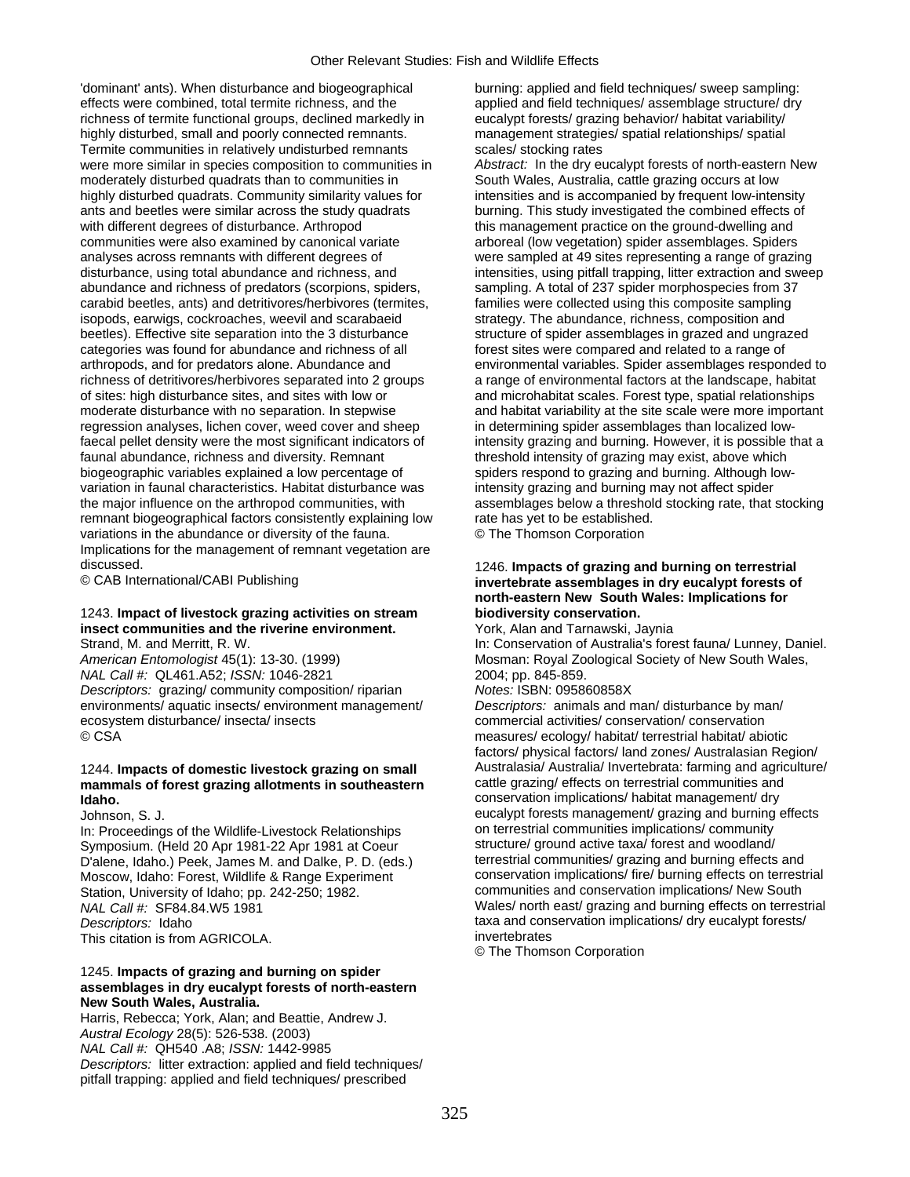'dominant' ants). When disturbance and biogeographical effects were combined, total termite richness, and the richness of termite functional groups, declined markedly in highly disturbed, small and poorly connected remnants. Termite communities in relatively undisturbed remnants were more similar in species composition to communities in moderately disturbed quadrats than to communities in highly disturbed quadrats. Community similarity values for ants and beetles were similar across the study quadrats with different degrees of disturbance. Arthropod communities were also examined by canonical variate analyses across remnants with different degrees of disturbance, using total abundance and richness, and abundance and richness of predators (scorpions, spiders, carabid beetles, ants) and detritivores/herbivores (termites, isopods, earwigs, cockroaches, weevil and scarabaeid beetles). Effective site separation into the 3 disturbance categories was found for abundance and richness of all arthropods, and for predators alone. Abundance and richness of detritivores/herbivores separated into 2 groups of sites: high disturbance sites, and sites with low or moderate disturbance with no separation. In stepwise regression analyses, lichen cover, weed cover and sheep faecal pellet density were the most significant indicators of faunal abundance, richness and diversity. Remnant biogeographic variables explained a low percentage of variation in faunal characteristics. Habitat disturbance was the major influence on the arthropod communities, with remnant biogeographical factors consistently explaining low variations in the abundance or diversity of the fauna. Implications for the management of remnant vegetation are discussed.
© CAB International/CABI Publishing

1243. **Impact of livestock grazing activities on stream insect communities and the riverine environment.**
Strand, M. and Merritt, R. W.
*American Entomologist* 45(1): 13-30. (1999)
*NAL Call #:* QL461.A52; *ISSN:* 1046-2821
*Descriptors:* grazing/ community composition/ riparian environments/ aquatic insects/ environment management/ ecosystem disturbance/ insecta/ insects
© CSA

1244. **Impacts of domestic livestock grazing on small mammals of forest grazing allotments in southeastern Idaho.**
Johnson, S. J.
In: Proceedings of the Wildlife-Livestock Relationships Symposium. (Held 20 Apr 1981-22 Apr 1981 at Coeur D'alene, Idaho.) Peek, James M. and Dalke, P. D. (eds.) Moscow, Idaho: Forest, Wildlife & Range Experiment Station, University of Idaho; pp. 242-250; 1982.
*NAL Call #:* SF84.84.W5 1981
*Descriptors:* Idaho
This citation is from AGRICOLA.

1245. **Impacts of grazing and burning on spider assemblages in dry eucalypt forests of north-eastern New South Wales, Australia.**
Harris, Rebecca; York, Alan; and Beattie, Andrew J.
*Austral Ecology* 28(5): 526-538. (2003)
*NAL Call #:* QH540 .A8; *ISSN:* 1442-9985
*Descriptors:* litter extraction: applied and field techniques/ pitfall trapping: applied and field techniques/ prescribed burning: applied and field techniques/ sweep sampling: applied and field techniques/ assemblage structure/ dry eucalypt forests/ grazing behavior/ habitat variability/ management strategies/ spatial relationships/ spatial scales/ stocking rates
*Abstract:* In the dry eucalypt forests of north-eastern New South Wales, Australia, cattle grazing occurs at low intensities and is accompanied by frequent low-intensity burning. This study investigated the combined effects of this management practice on the ground-dwelling and arboreal (low vegetation) spider assemblages. Spiders were sampled at 49 sites representing a range of grazing intensities, using pitfall trapping, litter extraction and sweep sampling. A total of 237 spider morphospecies from 37 families were collected using this composite sampling strategy. The abundance, richness, composition and structure of spider assemblages in grazed and ungrazed forest sites were compared and related to a range of environmental variables. Spider assemblages responded to a range of environmental factors at the landscape, habitat and microhabitat scales. Forest type, spatial relationships and habitat variability at the site scale were more important in determining spider assemblages than localized low-intensity grazing and burning. However, it is possible that a threshold intensity of grazing may exist, above which spiders respond to grazing and burning. Although low-intensity grazing and burning may not affect spider assemblages below a threshold stocking rate, that stocking rate has yet to be established.
© The Thomson Corporation

1246. **Impacts of grazing and burning on terrestrial invertebrate assemblages in dry eucalypt forests of north-eastern New South Wales: Implications for biodiversity conservation.**
York, Alan and Tarnawski, Jaynia
In: Conservation of Australia's forest fauna/ Lunney, Daniel. Mosman: Royal Zoological Society of New South Wales, 2004; pp. 845-859.
*Notes:* ISBN: 095860858X
*Descriptors:* animals and man/ disturbance by man/ commercial activities/ conservation/ conservation measures/ ecology/ habitat/ terrestrial habitat/ abiotic factors/ physical factors/ land zones/ Australasian Region/ Australasia/ Australia/ Invertebrata: farming and agriculture/ cattle grazing/ effects on terrestrial communities and conservation implications/ habitat management/ dry eucalypt forests management/ grazing and burning effects on terrestrial communities implications/ community structure/ ground active taxa/ forest and woodland/ terrestrial communities/ grazing and burning effects and conservation implications/ fire/ burning effects on terrestrial communities and conservation implications/ New South Wales/ north east/ grazing and burning effects on terrestrial taxa and conservation implications/ dry eucalypt forests/ invertebrates
© The Thomson Corporation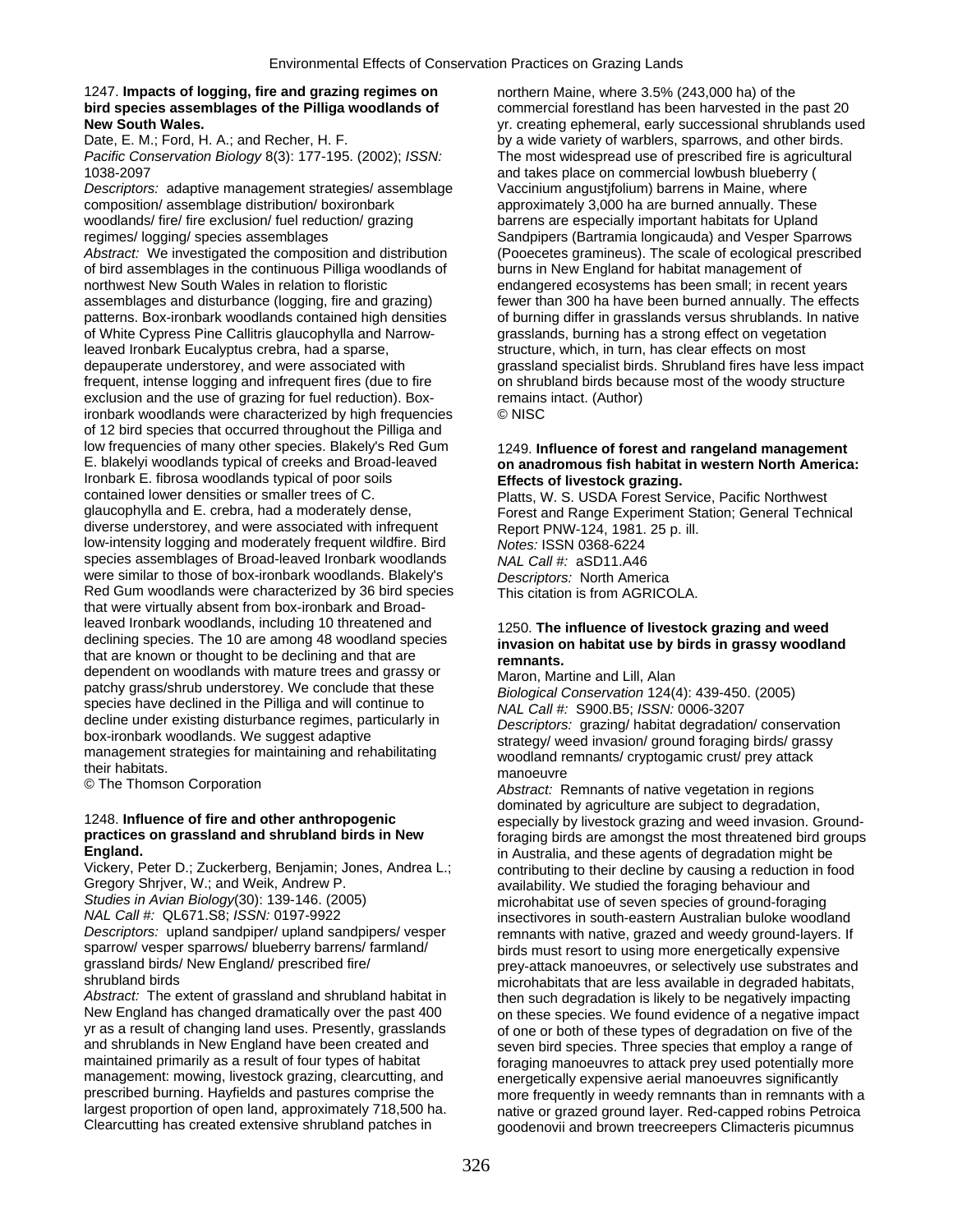1247. **Impacts of logging, fire and grazing regimes on bird species assemblages of the Pilliga woodlands of New South Wales.**

Date, E. M.; Ford, H. A.; and Recher, H. F.

*Pacific Conservation Biology* 8(3): 177-195. (2002); *ISSN:* 1038-2097

*Descriptors:* adaptive management strategies/ assemblage composition/ assemblage distribution/ boxironbark woodlands/ fire/ fire exclusion/ fuel reduction/ grazing regimes/ logging/ species assemblages

*Abstract:* We investigated the composition and distribution of bird assemblages in the continuous Pilliga woodlands of northwest New South Wales in relation to floristic assemblages and disturbance (logging, fire and grazing) patterns. Box-ironbark woodlands contained high densities of White Cypress Pine Callitris glaucophylla and Narrow-leaved Ironbark Eucalyptus crebra, had a sparse, depauperate understorey, and were associated with frequent, intense logging and infrequent fires (due to fire exclusion and the use of grazing for fuel reduction). Box-ironbark woodlands were characterized by high frequencies of 12 bird species that occurred throughout the Pilliga and low frequencies of many other species. Blakely's Red Gum E. blakelyi woodlands typical of creeks and Broad-leaved Ironbark E. fibrosa woodlands typical of poor soils contained lower densities or smaller trees of C. glaucophylla and E. crebra, had a moderately dense, diverse understorey, and were associated with infrequent low-intensity logging and moderately frequent wildfire. Bird species assemblages of Broad-leaved Ironbark woodlands were similar to those of box-ironbark woodlands. Blakely's Red Gum woodlands were characterized by 36 bird species that were virtually absent from box-ironbark and Broad-leaved Ironbark woodlands, including 10 threatened and declining species. The 10 are among 48 woodland species that are known or thought to be declining and that are dependent on woodlands with mature trees and grassy or patchy grass/shrub understorey. We conclude that these species have declined in the Pilliga and will continue to decline under existing disturbance regimes, particularly in box-ironbark woodlands. We suggest adaptive management strategies for maintaining and rehabilitating their habitats.

© The Thomson Corporation

1248. **Influence of fire and other anthropogenic practices on grassland and shrubland birds in New England.**

Vickery, Peter D.; Zuckerberg, Benjamin; Jones, Andrea L.; Gregory Shrjver, W.; and Weik, Andrew P.

*Studies in Avian Biology*(30): 139-146. (2005)

*NAL Call #:* QL671.S8; *ISSN:* 0197-9922

*Descriptors:* upland sandpiper/ upland sandpipers/ vesper sparrow/ vesper sparrows/ blueberry barrens/ farmland/ grassland birds/ New England/ prescribed fire/ shrubland birds

*Abstract:* The extent of grassland and shrubland habitat in New England has changed dramatically over the past 400 yr as a result of changing land uses. Presently, grasslands and shrublands in New England have been created and maintained primarily as a result of four types of habitat management: mowing, livestock grazing, clearcutting, and prescribed burning. Hayfields and pastures comprise the largest proportion of open land, approximately 718,500 ha. Clearcutting has created extensive shrubland patches in northern Maine, where 3.5% (243,000 ha) of the commercial forestland has been harvested in the past 20 yr. creating ephemeral, early successional shrublands used by a wide variety of warblers, sparrows, and other birds. The most widespread use of prescribed fire is agricultural and takes place on commercial lowbush blueberry ( Vaccinium angustjfolium) barrens in Maine, where approximately 3,000 ha are burned annually. These barrens are especially important habitats for Upland Sandpipers (Bartramia longicauda) and Vesper Sparrows (Pooecetes gramineus). The scale of ecological prescribed burns in New England for habitat management of endangered ecosystems has been small; in recent years fewer than 300 ha have been burned annually. The effects of burning differ in grasslands versus shrublands. In native grasslands, burning has a strong effect on vegetation structure, which, in turn, has clear effects on most grassland specialist birds. Shrubland fires have less impact on shrubland birds because most of the woody structure remains intact. (Author)

© NISC

1249. **Influence of forest and rangeland management on anadromous fish habitat in western North America: Effects of livestock grazing.**

Platts, W. S. USDA Forest Service, Pacific Northwest Forest and Range Experiment Station; General Technical Report PNW-124, 1981. 25 p. ill.

*Notes:* ISSN 0368-6224

*NAL Call #:* aSD11.A46

*Descriptors:* North America

This citation is from AGRICOLA.

1250. **The influence of livestock grazing and weed invasion on habitat use by birds in grassy woodland remnants.**

Maron, Martine and Lill, Alan

*Biological Conservation* 124(4): 439-450. (2005)

*NAL Call #:* S900.B5; *ISSN:* 0006-3207

*Descriptors:* grazing/ habitat degradation/ conservation strategy/ weed invasion/ ground foraging birds/ grassy woodland remnants/ cryptogamic crust/ prey attack manoeuvre

*Abstract:* Remnants of native vegetation in regions dominated by agriculture are subject to degradation, especially by livestock grazing and weed invasion. Ground-foraging birds are amongst the most threatened bird groups in Australia, and these agents of degradation might be contributing to their decline by causing a reduction in food availability. We studied the foraging behaviour and microhabitat use of seven species of ground-foraging insectivores in south-eastern Australian buloke woodland remnants with native, grazed and weedy ground-layers. If birds must resort to using more energetically expensive prey-attack manoeuvres, or selectively use substrates and microhabitats that are less available in degraded habitats, then such degradation is likely to be negatively impacting on these species. We found evidence of a negative impact of one or both of these types of degradation on five of the seven bird species. Three species that employ a range of foraging manoeuvres to attack prey used potentially more energetically expensive aerial manoeuvres significantly more frequently in weedy remnants than in remnants with a native or grazed ground layer. Red-capped robins Petroica goodenovii and brown treecreepers Climacteris picumnus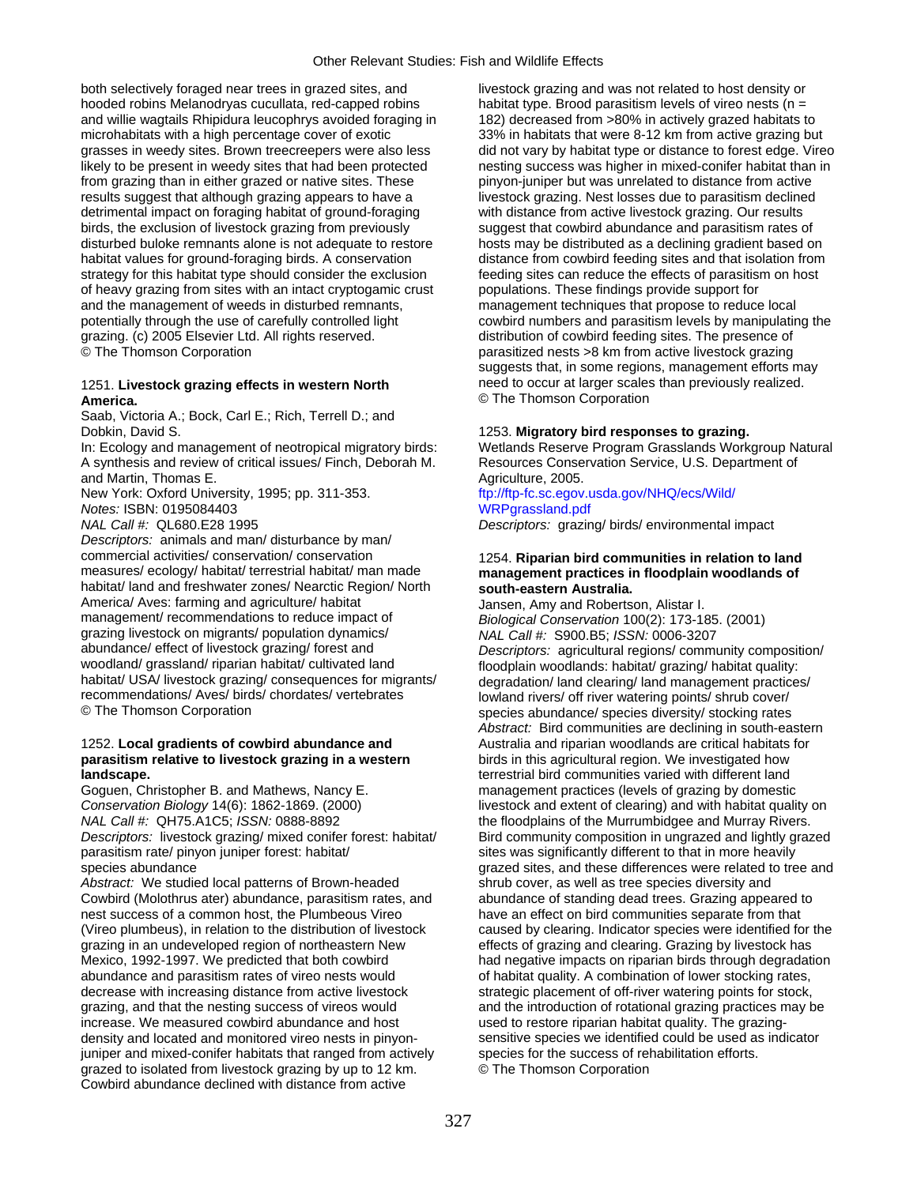both selectively foraged near trees in grazed sites, and hooded robins Melanodryas cucullata, red-capped robins and willie wagtails Rhipidura leucophrys avoided foraging in microhabitats with a high percentage cover of exotic grasses in weedy sites. Brown treecreepers were also less likely to be present in weedy sites that had been protected from grazing than in either grazed or native sites. These results suggest that although grazing appears to have a detrimental impact on foraging habitat of ground-foraging birds, the exclusion of livestock grazing from previously disturbed buloke remnants alone is not adequate to restore habitat values for ground-foraging birds. A conservation strategy for this habitat type should consider the exclusion of heavy grazing from sites with an intact cryptogamic crust and the management of weeds in disturbed remnants, potentially through the use of carefully controlled light grazing. (c) 2005 Elsevier Ltd. All rights reserved.
© The Thomson Corporation

1251. **Livestock grazing effects in western North America.**
Saab, Victoria A.; Bock, Carl E.; Rich, Terrell D.; and Dobkin, David S.
In: Ecology and management of neotropical migratory birds: A synthesis and review of critical issues/ Finch, Deborah M. and Martin, Thomas E.
New York: Oxford University, 1995; pp. 311-353.
*Notes:* ISBN: 0195084403
*NAL Call #:* QL680.E28 1995
*Descriptors:* animals and man/ disturbance by man/ commercial activities/ conservation/ conservation measures/ ecology/ habitat/ terrestrial habitat/ man made habitat/ land and freshwater zones/ Nearctic Region/ North America/ Aves: farming and agriculture/ habitat management/ recommendations to reduce impact of grazing livestock on migrants/ population dynamics/ abundance/ effect of livestock grazing/ forest and woodland/ grassland/ riparian habitat/ cultivated land habitat/ USA/ livestock grazing/ consequences for migrants/ recommendations/ Aves/ birds/ chordates/ vertebrates
© The Thomson Corporation

1252. **Local gradients of cowbird abundance and parasitism relative to livestock grazing in a western landscape.**
Goguen, Christopher B. and Mathews, Nancy E.
*Conservation Biology* 14(6): 1862-1869. (2000)
*NAL Call #:* QH75.A1C5; *ISSN:* 0888-8892
*Descriptors:* livestock grazing/ mixed conifer forest: habitat/ parasitism rate/ pinyon juniper forest: habitat/ species abundance
*Abstract:* We studied local patterns of Brown-headed Cowbird (Molothrus ater) abundance, parasitism rates, and nest success of a common host, the Plumbeous Vireo (Vireo plumbeus), in relation to the distribution of livestock grazing in an undeveloped region of northeastern New Mexico, 1992-1997. We predicted that both cowbird abundance and parasitism rates of vireo nests would decrease with increasing distance from active livestock grazing, and that the nesting success of vireos would increase. We measured cowbird abundance and host density and located and monitored vireo nests in pinyon-juniper and mixed-conifer habitats that ranged from actively grazed to isolated from livestock grazing by up to 12 km. Cowbird abundance declined with distance from active livestock grazing and was not related to host density or habitat type. Brood parasitism levels of vireo nests (n = 182) decreased from >80% in actively grazed habitats to 33% in habitats that were 8-12 km from active grazing but did not vary by habitat type or distance to forest edge. Vireo nesting success was higher in mixed-conifer habitat than in pinyon-juniper but was unrelated to distance from active livestock grazing. Nest losses due to parasitism declined with distance from active livestock grazing. Our results suggest that cowbird abundance and parasitism rates of hosts may be distributed as a declining gradient based on distance from cowbird feeding sites and that isolation from feeding sites can reduce the effects of parasitism on host populations. These findings provide support for management techniques that propose to reduce local cowbird numbers and parasitism levels by manipulating the distribution of cowbird feeding sites. The presence of parasitized nests >8 km from active livestock grazing suggests that, in some regions, management efforts may need to occur at larger scales than previously realized.
© The Thomson Corporation

1253. **Migratory bird responses to grazing.**
Wetlands Reserve Program Grasslands Workgroup Natural Resources Conservation Service, U.S. Department of Agriculture, 2005.
ftp://ftp-fc.sc.egov.usda.gov/NHQ/ecs/Wild/WRPgrassland.pdf
*Descriptors:* grazing/ birds/ environmental impact

1254. **Riparian bird communities in relation to land management practices in floodplain woodlands of south-eastern Australia.**
Jansen, Amy and Robertson, Alistar I.
*Biological Conservation* 100(2): 173-185. (2001)
*NAL Call #:* S900.B5; *ISSN:* 0006-3207
*Descriptors:* agricultural regions/ community composition/ floodplain woodlands: habitat/ grazing/ habitat quality: degradation/ land clearing/ land management practices/ lowland rivers/ off river watering points/ shrub cover/ species abundance/ species diversity/ stocking rates
*Abstract:* Bird communities are declining in south-eastern Australia and riparian woodlands are critical habitats for birds in this agricultural region. We investigated how terrestrial bird communities varied with different land management practices (levels of grazing by domestic livestock and extent of clearing) and with habitat quality on the floodplains of the Murrumbidgee and Murray Rivers. Bird community composition in ungrazed and lightly grazed sites was significantly different to that in more heavily grazed sites, and these differences were related to tree and shrub cover, as well as tree species diversity and abundance of standing dead trees. Grazing appeared to have an effect on bird communities separate from that caused by clearing. Indicator species were identified for the effects of grazing and clearing. Grazing by livestock has had negative impacts on riparian birds through degradation of habitat quality. A combination of lower stocking rates, strategic placement of off-river watering points for stock, and the introduction of rotational grazing practices may be used to restore riparian habitat quality. The grazing-sensitive species we identified could be used as indicator species for the success of rehabilitation efforts.
© The Thomson Corporation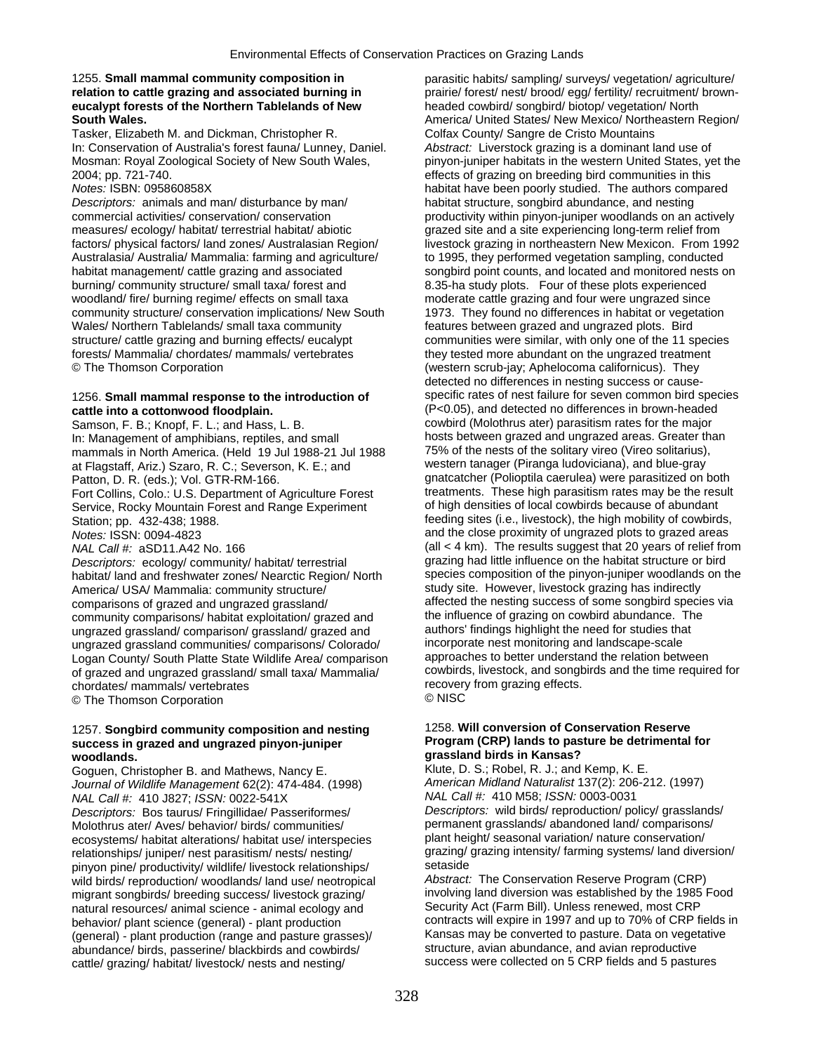1255. **Small mammal community composition in relation to cattle grazing and associated burning in eucalypt forests of the Northern Tablelands of New South Wales.**
Tasker, Elizabeth M. and Dickman, Christopher R.
In: Conservation of Australia's forest fauna/ Lunney, Daniel. Mosman: Royal Zoological Society of New South Wales, 2004; pp. 721-740.
*Notes:* ISBN: 095860858X
*Descriptors:* animals and man/ disturbance by man/ commercial activities/ conservation/ conservation measures/ ecology/ habitat/ terrestrial habitat/ abiotic factors/ physical factors/ land zones/ Australasian Region/ Australasia/ Australia/ Mammalia: farming and agriculture/ habitat management/ cattle grazing and associated burning/ community structure/ small taxa/ forest and woodland/ fire/ burning regime/ effects on small taxa community structure/ conservation implications/ New South Wales/ Northern Tablelands/ small taxa community structure/ cattle grazing and burning effects/ eucalypt forests/ Mammalia/ chordates/ mammals/ vertebrates
© The Thomson Corporation

1256. **Small mammal response to the introduction of cattle into a cottonwood floodplain.**
Samson, F. B.; Knopf, F. L.; and Hass, L. B.
In: Management of amphibians, reptiles, and small mammals in North America. (Held 19 Jul 1988-21 Jul 1988 at Flagstaff, Ariz.) Szaro, R. C.; Severson, K. E.; and Patton, D. R. (eds.); Vol. GTR-RM-166.
Fort Collins, Colo.: U.S. Department of Agriculture Forest Service, Rocky Mountain Forest and Range Experiment Station; pp. 432-438; 1988.
*Notes:* ISSN: 0094-4823
*NAL Call #:* aSD11.A42 No. 166
*Descriptors:* ecology/ community/ habitat/ terrestrial habitat/ land and freshwater zones/ Nearctic Region/ North America/ USA/ Mammalia: community structure/ comparisons of grazed and ungrazed grassland/ community comparisons/ habitat exploitation/ grazed and ungrazed grassland/ comparison/ grassland/ grazed and ungrazed grassland communities/ comparisons/ Colorado/ Logan County/ South Platte State Wildlife Area/ comparison of grazed and ungrazed grassland/ small taxa/ Mammalia/ chordates/ mammals/ vertebrates
© The Thomson Corporation

1257. **Songbird community composition and nesting success in grazed and ungrazed pinyon-juniper woodlands.**
Goguen, Christopher B. and Mathews, Nancy E.
*Journal of Wildlife Management* 62(2): 474-484. (1998)
*NAL Call #:* 410 J827; *ISSN:* 0022-541X
*Descriptors:* Bos taurus/ Fringillidae/ Passeriformes/ Molothrus ater/ Aves/ behavior/ birds/ communities/ ecosystems/ habitat alterations/ habitat use/ interspecies relationships/ juniper/ nest parasitism/ nests/ nesting/ pinyon pine/ productivity/ wildlife/ livestock relationships/ wild birds/ reproduction/ woodlands/ land use/ neotropical migrant songbirds/ breeding success/ livestock grazing/ natural resources/ animal science - animal ecology and behavior/ plant science (general) - plant production (general) - plant production (range and pasture grasses)/ abundance/ birds, passerine/ blackbirds and cowbirds/ cattle/ grazing/ habitat/ livestock/ nests and nesting/ parasitic habits/ sampling/ surveys/ vegetation/ agriculture/ prairie/ forest/ nest/ brood/ egg/ fertility/ recruitment/ brown-headed cowbird/ songbird/ biotop/ vegetation/ North America/ United States/ New Mexico/ Northeastern Region/ Colfax County/ Sangre de Cristo Mountains
*Abstract:* Liverstock grazing is a dominant land use of pinyon-juniper habitats in the western United States, yet the effects of grazing on breeding bird communities in this habitat have been poorly studied. The authors compared habitat structure, songbird abundance, and nesting productivity within pinyon-juniper woodlands on an actively grazed site and a site experiencing long-term relief from livestock grazing in northeastern New Mexicon. From 1992 to 1995, they performed vegetation sampling, conducted songbird point counts, and located and monitored nests on 8.35-ha study plots. Four of these plots experienced moderate cattle grazing and four were ungrazed since 1973. They found no differences in habitat or vegetation features between grazed and ungrazed plots. Bird communities were similar, with only one of the 11 species they tested more abundant on the ungrazed treatment (western scrub-jay; Aphelocoma californicus). They detected no differences in nesting success or cause-specific rates of nest failure for seven common bird species ($P<0.05$), and detected no differences in brown-headed cowbird (Molothrus ater) parasitism rates for the major hosts between grazed and ungrazed areas. Greater than 75% of the nests of the solitary vireo (Vireo solitarius), western tanager (Piranga ludoviciana), and blue-gray gnatcatcher (Polioptila caerulea) were parasitized on both treatments. These high parasitism rates may be the result of high densities of local cowbirds because of abundant feeding sites (i.e., livestock), the high mobility of cowbirds, and the close proximity of ungrazed plots to grazed areas (all < 4 km). The results suggest that 20 years of relief from grazing had little influence on the habitat structure or bird species composition of the pinyon-juniper woodlands on the study site. However, livestock grazing has indirectly affected the nesting success of some songbird species via the influence of grazing on cowbird abundance. The authors' findings highlight the need for studies that incorporate nest monitoring and landscape-scale approaches to better understand the relation between cowbirds, livestock, and songbirds and the time required for recovery from grazing effects.
© NISC

1258. **Will conversion of Conservation Reserve Program (CRP) lands to pasture be detrimental for grassland birds in Kansas?**
Klute, D. S.; Robel, R. J.; and Kemp, K. E.
*American Midland Naturalist* 137(2): 206-212. (1997)
*NAL Call #:* 410 M58; *ISSN:* 0003-0031
*Descriptors:* wild birds/ reproduction/ policy/ grasslands/ permanent grasslands/ abandoned land/ comparisons/ plant height/ seasonal variation/ nature conservation/ grazing/ grazing intensity/ farming systems/ land diversion/ setaside
*Abstract:* The Conservation Reserve Program (CRP) involving land diversion was established by the 1985 Food Security Act (Farm Bill). Unless renewed, most CRP contracts will expire in 1997 and up to 70% of CRP fields in Kansas may be converted to pasture. Data on vegetative structure, avian abundance, and avian reproductive success were collected on 5 CRP fields and 5 pastures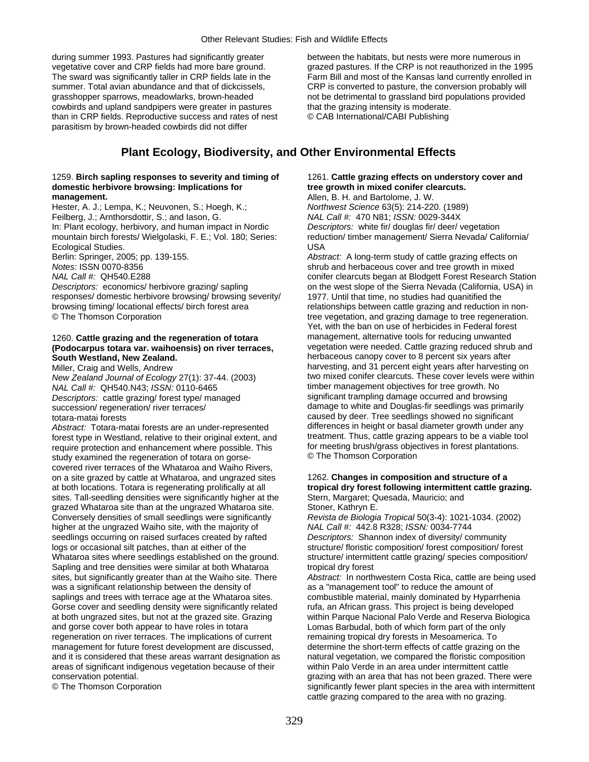during summer 1993. Pastures had significantly greater vegetative cover and CRP fields had more bare ground. The sward was significantly taller in CRP fields late in the summer. Total avian abundance and that of dickcissels, grasshopper sparrows, meadowlarks, brown-headed cowbirds and upland sandpipers were greater in pastures than in CRP fields. Reproductive success and rates of nest parasitism by brown-headed cowbirds did not differ between the habitats, but nests were more numerous in grazed pastures. If the CRP is not reauthorized in the 1995 Farm Bill and most of the Kansas land currently enrolled in CRP is converted to pasture, the conversion probably will not be detrimental to grassland bird populations provided that the grazing intensity is moderate.
© CAB International/CABI Publishing

## Plant Ecology, Biodiversity, and Other Environmental Effects

1259. **Birch sapling responses to severity and timing of domestic herbivore browsing: Implications for management.**
Hester, A. J.; Lempa, K.; Neuvonen, S.; Hoegh, K.; Feilberg, J.; Arnthorsdottir, S.; and Iason, G.
In: Plant ecology, herbivory, and human impact in Nordic mountain birch forests/ Wielgolaski, F. E.; Vol. 180; Series: Ecological Studies.
Berlin: Springer, 2005; pp. 139-155.
*Notes:* ISSN 0070-8356
*NAL Call #:* QH540.E288
*Descriptors:* economics/ herbivore grazing/ sapling responses/ domestic herbivore browsing/ browsing severity/ browsing timing/ locational effects/ birch forest area
© The Thomson Corporation

1260. **Cattle grazing and the regeneration of totara (Podocarpus totara var. waihoensis) on river terraces, South Westland, New Zealand.**
Miller, Craig and Wells, Andrew
*New Zealand Journal of Ecology* 27(1): 37-44. (2003)
*NAL Call #:* QH540.N43; *ISSN:* 0110-6465
*Descriptors:* cattle grazing/ forest type/ managed succession/ regeneration/ river terraces/ totara-matai forests
*Abstract:* Totara-matai forests are an under-represented forest type in Westland, relative to their original extent, and require protection and enhancement where possible. This study examined the regeneration of totara on gorse-covered river terraces of the Whataroa and Waiho Rivers, on a site grazed by cattle at Whataroa, and ungrazed sites at both locations. Totara is regenerating prolifically at all sites. Tall-seedling densities were significantly higher at the grazed Whataroa site than at the ungrazed Whataroa site. Conversely densities of small seedlings were significantly higher at the ungrazed Waiho site, with the majority of seedlings occurring on raised surfaces created by rafted logs or occasional silt patches, than at either of the Whataroa sites where seedlings established on the ground. Sapling and tree densities were similar at both Whataroa sites, but significantly greater than at the Waiho site. There was a significant relationship between the density of saplings and trees with terrace age at the Whataroa sites. Gorse cover and seedling density were significantly related at both ungrazed sites, but not at the grazed site. Grazing and gorse cover both appear to have roles in totara regeneration on river terraces. The implications of current management for future forest development are discussed, and it is considered that these areas warrant designation as areas of significant indigenous vegetation because of their conservation potential.
© The Thomson Corporation

1261. **Cattle grazing effects on understory cover and tree growth in mixed conifer clearcuts.**
Allen, B. H. and Bartolome, J. W.
*Northwest Science* 63(5): 214-220. (1989)
*NAL Call #:* 470 N81; *ISSN:* 0029-344X
*Descriptors:* white fir/ douglas fir/ deer/ vegetation reduction/ timber management/ Sierra Nevada/ California/ USA
*Abstract:* A long-term study of cattle grazing effects on shrub and herbaceous cover and tree growth in mixed conifer clearcuts began at Blodgett Forest Research Station on the west slope of the Sierra Nevada (California, USA) in 1977. Until that time, no studies had quanitified the relationships between cattle grazing and reduction in non-tree vegetation, and grazing damage to tree regeneration. Yet, with the ban on use of herbicides in Federal forest management, alternative tools for reducing unwanted vegetation were needed. Cattle grazing reduced shrub and herbaceous canopy cover to 8 percent six years after harvesting, and 31 percent eight years after harvesting on two mixed conifer clearcuts. These cover levels were within timber management objectives for tree growth. No significant trampling damage occurred and browsing damage to white and Douglas-fir seedlings was primarily caused by deer. Tree seedlings showed no significant differences in height or basal diameter growth under any treatment. Thus, cattle grazing appears to be a viable tool for meeting brush/grass objectives in forest plantations.
© The Thomson Corporation

1262. **Changes in composition and structure of a tropical dry forest following intermittent cattle grazing.**
Stern, Margaret; Quesada, Mauricio; and Stoner, Kathryn E.
*Revista de Biologia Tropical* 50(3-4): 1021-1034. (2002)
*NAL Call #:* 442.8 R328; *ISSN:* 0034-7744
*Descriptors:* Shannon index of diversity/ community structure/ floristic composition/ forest composition/ forest structure/ intermittent cattle grazing/ species composition/ tropical dry forest
*Abstract:* In northwestern Costa Rica, cattle are being used as a "management tool" to reduce the amount of combustible material, mainly dominated by Hyparrhenia rufa, an African grass. This project is being developed within Parque Nacional Palo Verde and Reserva Biologica Lomas Barbudal, both of which form part of the only remaining tropical dry forests in Mesoamerica. To determine the short-term effects of cattle grazing on the natural vegetation, we compared the floristic composition within Palo Verde in an area under intermittent cattle grazing with an area that has not been grazed. There were significantly fewer plant species in the area with intermittent cattle grazing compared to the area with no grazing.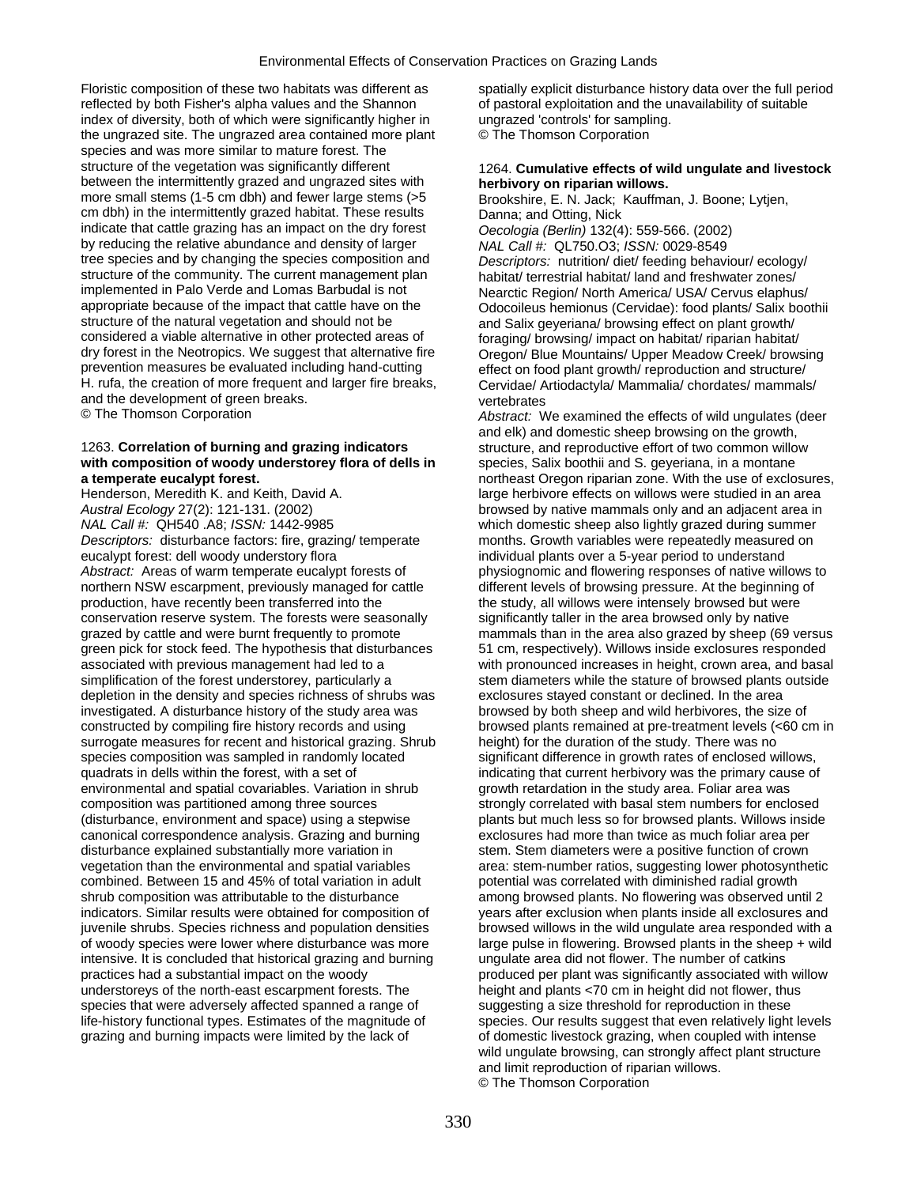Floristic composition of these two habitats was different as reflected by both Fisher's alpha values and the Shannon index of diversity, both of which were significantly higher in the ungrazed site. The ungrazed area contained more plant species and was more similar to mature forest. The structure of the vegetation was significantly different between the intermittently grazed and ungrazed sites with more small stems (1-5 cm dbh) and fewer large stems (>5 cm dbh) in the intermittently grazed habitat. These results indicate that cattle grazing has an impact on the dry forest by reducing the relative abundance and density of larger tree species and by changing the species composition and structure of the community. The current management plan implemented in Palo Verde and Lomas Barbudal is not appropriate because of the impact that cattle have on the structure of the natural vegetation and should not be considered a viable alternative in other protected areas of dry forest in the Neotropics. We suggest that alternative fire prevention measures be evaluated including hand-cutting H. rufa, the creation of more frequent and larger fire breaks, and the development of green breaks.
© The Thomson Corporation

1263. **Correlation of burning and grazing indicators with composition of woody understorey flora of dells in a temperate eucalypt forest.**
Henderson, Meredith K. and Keith, David A.
*Austral Ecology* 27(2): 121-131. (2002)
*NAL Call #:* QH540 .A8; *ISSN:* 1442-9985
*Descriptors:* disturbance factors: fire, grazing/ temperate eucalypt forest: dell woody understory flora
*Abstract:* Areas of warm temperate eucalypt forests of northern NSW escarpment, previously managed for cattle production, have recently been transferred into the conservation reserve system. The forests were seasonally grazed by cattle and were burnt frequently to promote green pick for stock feed. The hypothesis that disturbances associated with previous management had led to a simplification of the forest understorey, particularly a depletion in the density and species richness of shrubs was investigated. A disturbance history of the study area was constructed by compiling fire history records and using surrogate measures for recent and historical grazing. Shrub species composition was sampled in randomly located quadrats in dells within the forest, with a set of environmental and spatial covariables. Variation in shrub composition was partitioned among three sources (disturbance, environment and space) using a stepwise canonical correspondence analysis. Grazing and burning disturbance explained substantially more variation in vegetation than the environmental and spatial variables combined. Between 15 and 45% of total variation in adult shrub composition was attributable to the disturbance indicators. Similar results were obtained for composition of juvenile shrubs. Species richness and population densities of woody species were lower where disturbance was more intensive. It is concluded that historical grazing and burning practices had a substantial impact on the woody understoreys of the north-east escarpment forests. The species that were adversely affected spanned a range of life-history functional types. Estimates of the magnitude of grazing and burning impacts were limited by the lack of spatially explicit disturbance history data over the full period of pastoral exploitation and the unavailability of suitable ungrazed 'controls' for sampling.
© The Thomson Corporation

1264. **Cumulative effects of wild ungulate and livestock herbivory on riparian willows.**
Brookshire, E. N. Jack; Kauffman, J. Boone; Lytjen, Danna; and Otting, Nick
*Oecologia (Berlin)* 132(4): 559-566. (2002)
*NAL Call #:* QL750.O3; *ISSN:* 0029-8549
*Descriptors:* nutrition/ diet/ feeding behaviour/ ecology/ habitat/ terrestrial habitat/ land and freshwater zones/ Nearctic Region/ North America/ USA/ Cervus elaphus/ Odocoileus hemionus (Cervidae): food plants/ Salix boothii and Salix geyeriana/ browsing effect on plant growth/ foraging/ browsing/ impact on habitat/ riparian habitat/ Oregon/ Blue Mountains/ Upper Meadow Creek/ browsing effect on food plant growth/ reproduction and structure/ Cervidae/ Artiodactyla/ Mammalia/ chordates/ mammals/ vertebrates
*Abstract:* We examined the effects of wild ungulates (deer and elk) and domestic sheep browsing on the growth, structure, and reproductive effort of two common willow species, Salix boothii and S. geyeriana, in a montane northeast Oregon riparian zone. With the use of exclosures, large herbivore effects on willows were studied in an area browsed by native mammals only and an adjacent area in which domestic sheep also lightly grazed during summer months. Growth variables were repeatedly measured on individual plants over a 5-year period to understand physiognomic and flowering responses of native willows to different levels of browsing pressure. At the beginning of the study, all willows were intensely browsed but were significantly taller in the area browsed only by native mammals than in the area also grazed by sheep (69 versus 51 cm, respectively). Willows inside exclosures responded with pronounced increases in height, crown area, and basal stem diameters while the stature of browsed plants outside exclosures stayed constant or declined. In the area browsed by both sheep and wild herbivores, the size of browsed plants remained at pre-treatment levels (<60 cm in height) for the duration of the study. There was no significant difference in growth rates of enclosed willows, indicating that current herbivory was the primary cause of growth retardation in the study area. Foliar area was strongly correlated with basal stem numbers for enclosed plants but much less so for browsed plants. Willows inside exclosures had more than twice as much foliar area per stem. Stem diameters were a positive function of crown area: stem-number ratios, suggesting lower photosynthetic potential was correlated with diminished radial growth among browsed plants. No flowering was observed until 2 years after exclusion when plants inside all exclosures and browsed willows in the wild ungulate area responded with a large pulse in flowering. Browsed plants in the sheep + wild ungulate area did not flower. The number of catkins produced per plant was significantly associated with willow height and plants <70 cm in height did not flower, thus suggesting a size threshold for reproduction in these species. Our results suggest that even relatively light levels of domestic livestock grazing, when coupled with intense wild ungulate browsing, can strongly affect plant structure and limit reproduction of riparian willows.
© The Thomson Corporation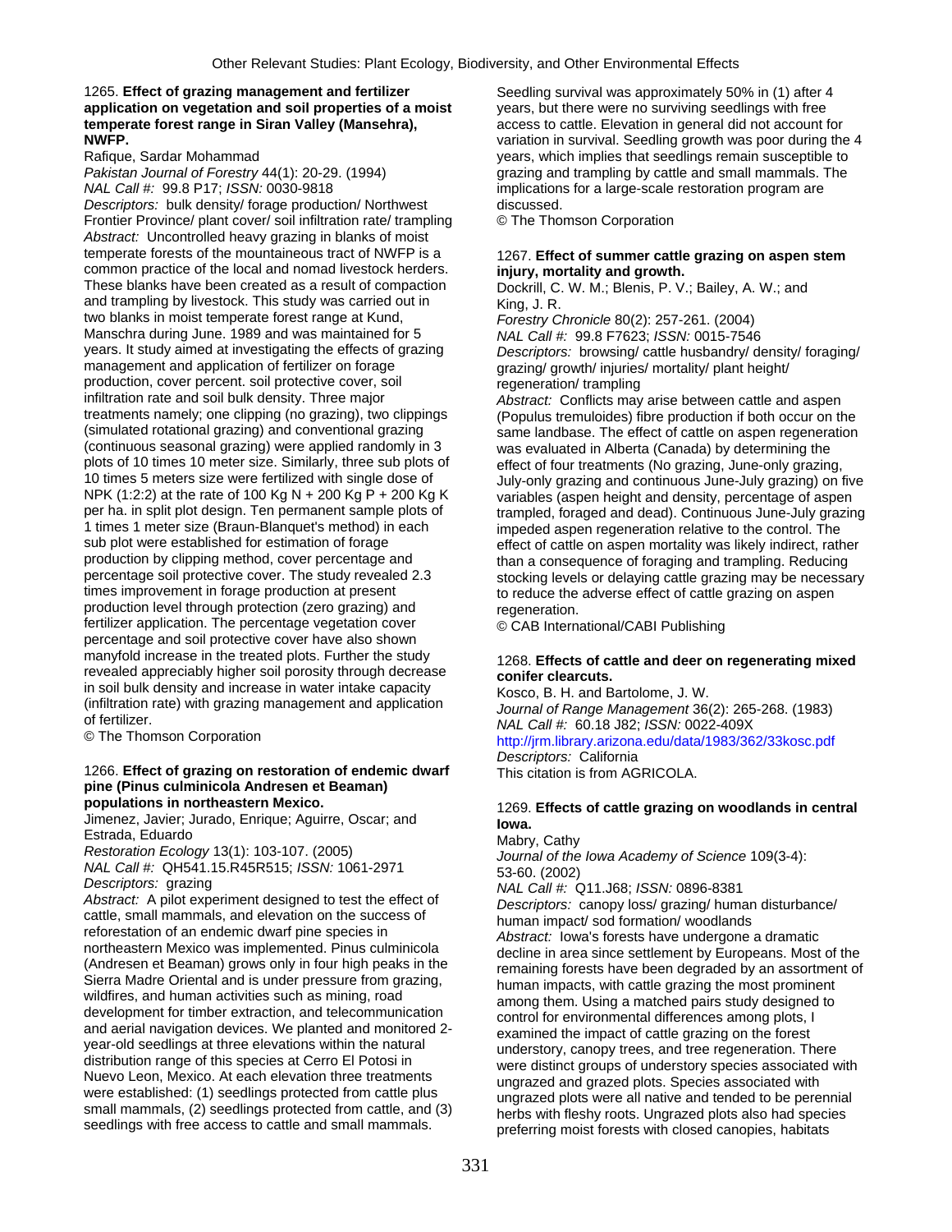**1265. Effect of grazing management and fertilizer application on vegetation and soil properties of a moist temperate forest range in Siran Valley (Mansehra), NWFP.**

Rafique, Sardar Mohammad

*Pakistan Journal of Forestry* 44(1): 20-29. (1994)

*NAL Call #:* 99.8 P17; *ISSN:* 0030-9818

*Descriptors:* bulk density/ forage production/ Northwest Frontier Province/ plant cover/ soil infiltration rate/ trampling

*Abstract:* Uncontrolled heavy grazing in blanks of moist temperate forests of the mountaineous tract of NWFP is a common practice of the local and nomad livestock herders. These blanks have been created as a result of compaction and trampling by livestock. This study was carried out in two blanks in moist temperate forest range at Kund, Manschra during June. 1989 and was maintained for 5 years. It study aimed at investigating the effects of grazing management and application of fertilizer on forage production, cover percent. soil protective cover, soil infiltration rate and soil bulk density. Three major treatments namely; one clipping (no grazing), two clippings (simulated rotational grazing) and conventional grazing (continuous seasonal grazing) were applied randomly in 3 plots of 10 times 10 meter size. Similarly, three sub plots of 10 times 5 meters size were fertilized with single dose of NPK (1:2:2) at the rate of 100 Kg N + 200 Kg P + 200 Kg K per ha. in split plot design. Ten permanent sample plots of 1 times 1 meter size (Braun-Blanquet's method) in each sub plot were established for estimation of forage production by clipping method, cover percentage and percentage soil protective cover. The study revealed 2.3 times improvement in forage production at present production level through protection (zero grazing) and fertilizer application. The percentage vegetation cover percentage and soil protective cover have also shown manyfold increase in the treated plots. Further the study revealed appreciably higher soil porosity through decrease in soil bulk density and increase in water intake capacity (infiltration rate) with grazing management and application of fertilizer.

© The Thomson Corporation

**1266. Effect of grazing on restoration of endemic dwarf pine (Pinus culminicola Andresen et Beaman) populations in northeastern Mexico.**

Jimenez, Javier; Jurado, Enrique; Aguirre, Oscar; and Estrada, Eduardo

*Restoration Ecology* 13(1): 103-107. (2005)

*NAL Call #:* QH541.15.R45R515; *ISSN:* 1061-2971

*Descriptors:* grazing

*Abstract:* A pilot experiment designed to test the effect of cattle, small mammals, and elevation on the success of reforestation of an endemic dwarf pine species in northeastern Mexico was implemented. Pinus culminicola (Andresen et Beaman) grows only in four high peaks in the Sierra Madre Oriental and is under pressure from grazing, wildfires, and human activities such as mining, road development for timber extraction, and telecommunication and aerial navigation devices. We planted and monitored 2-year-old seedlings at three elevations within the natural distribution range of this species at Cerro El Potosi in Nuevo Leon, Mexico. At each elevation three treatments were established: (1) seedlings protected from cattle plus small mammals, (2) seedlings protected from cattle, and (3) seedlings with free access to cattle and small mammals. Seedling survival was approximately 50% in (1) after 4 years, but there were no surviving seedlings with free access to cattle. Elevation in general did not account for variation in survival. Seedling growth was poor during the 4 years, which implies that seedlings remain susceptible to grazing and trampling by cattle and small mammals. The implications for a large-scale restoration program are discussed.

© The Thomson Corporation

**1267. Effect of summer cattle grazing on aspen stem injury, mortality and growth.**

Dockrill, C. W. M.; Blenis, P. V.; Bailey, A. W.; and King, J. R.

*Forestry Chronicle* 80(2): 257-261. (2004)

*NAL Call #:* 99.8 F7623; *ISSN:* 0015-7546

*Descriptors:* browsing/ cattle husbandry/ density/ foraging/ grazing/ growth/ injuries/ mortality/ plant height/ regeneration/ trampling

*Abstract:* Conflicts may arise between cattle and aspen (Populus tremuloides) fibre production if both occur on the same landbase. The effect of cattle on aspen regeneration was evaluated in Alberta (Canada) by determining the effect of four treatments (No grazing, June-only grazing, July-only grazing and continuous June-July grazing) on five variables (aspen height and density, percentage of aspen trampled, foraged and dead). Continuous June-July grazing impeded aspen regeneration relative to the control. The effect of cattle on aspen mortality was likely indirect, rather than a consequence of foraging and trampling. Reducing stocking levels or delaying cattle grazing may be necessary to reduce the adverse effect of cattle grazing on aspen regeneration.

© CAB International/CABI Publishing

**1268. Effects of cattle and deer on regenerating mixed conifer clearcuts.**

Kosco, B. H. and Bartolome, J. W.

*Journal of Range Management* 36(2): 265-268. (1983)

*NAL Call #:* 60.18 J82; *ISSN:* 0022-409X

http://jrm.library.arizona.edu/data/1983/362/33kosc.pdf

*Descriptors:* California

This citation is from AGRICOLA.

**1269. Effects of cattle grazing on woodlands in central Iowa.**

Mabry, Cathy

*Journal of the Iowa Academy of Science* 109(3-4): 53-60. (2002)

*NAL Call #:* Q11.J68; *ISSN:* 0896-8381

*Descriptors:* canopy loss/ grazing/ human disturbance/ human impact/ sod formation/ woodlands

*Abstract:* Iowa's forests have undergone a dramatic decline in area since settlement by Europeans. Most of the remaining forests have been degraded by an assortment of human impacts, with cattle grazing the most prominent among them. Using a matched pairs study designed to control for environmental differences among plots, I examined the impact of cattle grazing on the forest understory, canopy trees, and tree regeneration. There were distinct groups of understory species associated with ungrazed and grazed plots. Species associated with ungrazed plots were all native and tended to be perennial herbs with fleshy roots. Ungrazed plots also had species preferring moist forests with closed canopies, habitats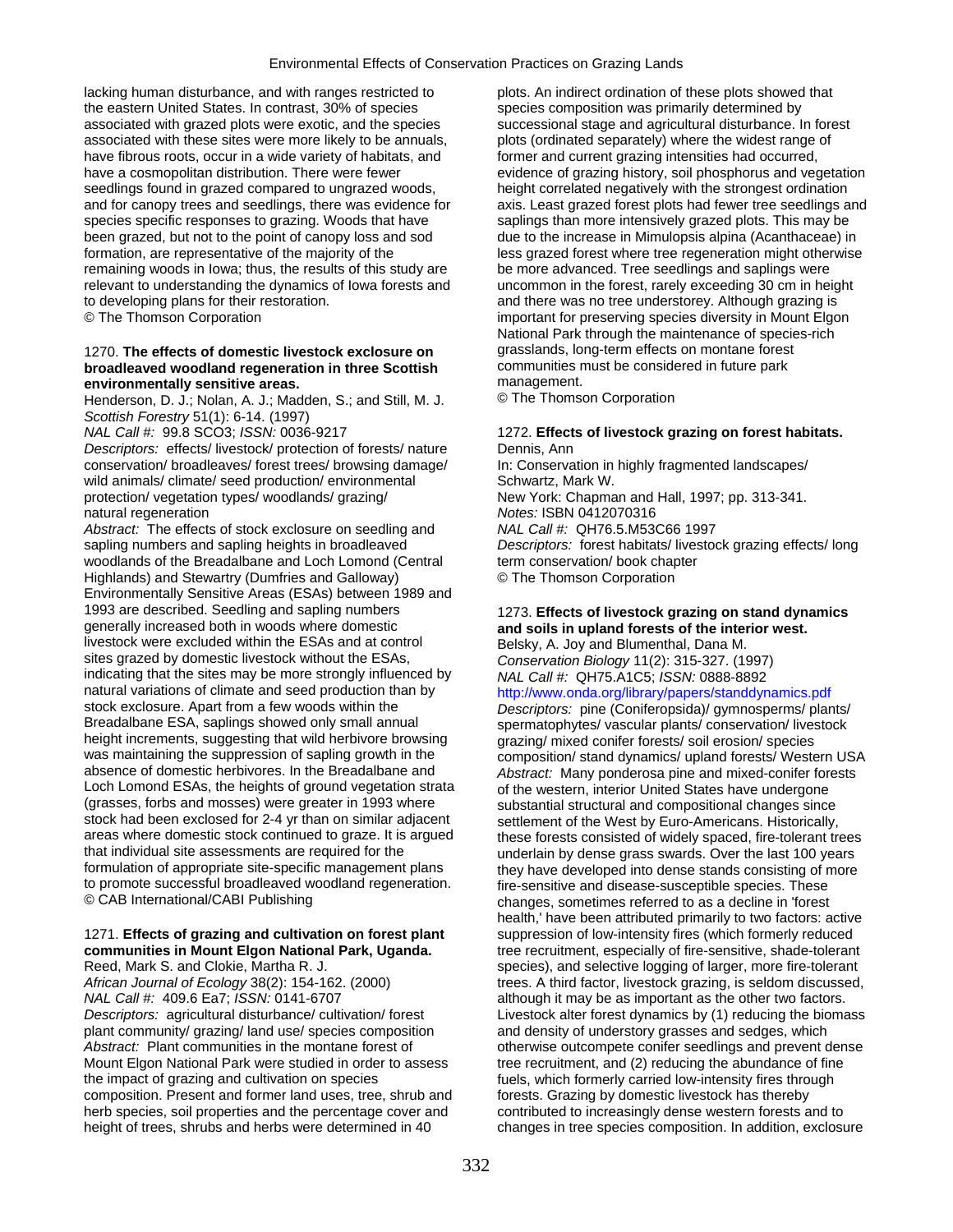lacking human disturbance, and with ranges restricted to the eastern United States. In contrast, 30% of species associated with grazed plots were exotic, and the species associated with these sites were more likely to be annuals, have fibrous roots, occur in a wide variety of habitats, and have a cosmopolitan distribution. There were fewer seedlings found in grazed compared to ungrazed woods, and for canopy trees and seedlings, there was evidence for species specific responses to grazing. Woods that have been grazed, but not to the point of canopy loss and sod formation, are representative of the majority of the remaining woods in Iowa; thus, the results of this study are relevant to understanding the dynamics of Iowa forests and to developing plans for their restoration.
© The Thomson Corporation

1270. **The effects of domestic livestock exclosure on broadleaved woodland regeneration in three Scottish environmentally sensitive areas.**
Henderson, D. J.; Nolan, A. J.; Madden, S.; and Still, M. J.
*Scottish Forestry* 51(1): 6-14. (1997)
*NAL Call #:* 99.8 SCO3; *ISSN:* 0036-9217
*Descriptors:* effects/ livestock/ protection of forests/ nature conservation/ broadleaves/ forest trees/ browsing damage/ wild animals/ climate/ seed production/ environmental protection/ vegetation types/ woodlands/ grazing/ natural regeneration
*Abstract:* The effects of stock exclosure on seedling and sapling numbers and sapling heights in broadleaved woodlands of the Breadalbane and Loch Lomond (Central Highlands) and Stewartry (Dumfries and Galloway) Environmentally Sensitive Areas (ESAs) between 1989 and 1993 are described. Seedling and sapling numbers generally increased both in woods where domestic livestock were excluded within the ESAs and at control sites grazed by domestic livestock without the ESAs, indicating that the sites may be more strongly influenced by natural variations of climate and seed production than by stock exclosure. Apart from a few woods within the Breadalbane ESA, saplings showed only small annual height increments, suggesting that wild herbivore browsing was maintaining the suppression of sapling growth in the absence of domestic herbivores. In the Breadalbane and Loch Lomond ESAs, the heights of ground vegetation strata (grasses, forbs and mosses) were greater in 1993 where stock had been exclosed for 2-4 yr than on similar adjacent areas where domestic stock continued to graze. It is argued that individual site assessments are required for the formulation of appropriate site-specific management plans to promote successful broadleaved woodland regeneration.
© CAB International/CABI Publishing

1271. **Effects of grazing and cultivation on forest plant communities in Mount Elgon National Park, Uganda.**
Reed, Mark S. and Clokie, Martha R. J.
*African Journal of Ecology* 38(2): 154-162. (2000)
*NAL Call #:* 409.6 Ea7; *ISSN:* 0141-6707
*Descriptors:* agricultural disturbance/ cultivation/ forest plant community/ grazing/ land use/ species composition
*Abstract:* Plant communities in the montane forest of Mount Elgon National Park were studied in order to assess the impact of grazing and cultivation on species composition. Present and former land uses, tree, shrub and herb species, soil properties and the percentage cover and height of trees, shrubs and herbs were determined in 40 plots. An indirect ordination of these plots showed that species composition was primarily determined by successional stage and agricultural disturbance. In forest plots (ordinated separately) where the widest range of former and current grazing intensities had occurred, evidence of grazing history, soil phosphorus and vegetation height correlated negatively with the strongest ordination axis. Least grazed forest plots had fewer tree seedlings and saplings than more intensively grazed plots. This may be due to the increase in Mimulopsis alpina (Acanthaceae) in less grazed forest where tree regeneration might otherwise be more advanced. Tree seedlings and saplings were uncommon in the forest, rarely exceeding 30 cm in height and there was no tree understorey. Although grazing is important for preserving species diversity in Mount Elgon National Park through the maintenance of species-rich grasslands, long-term effects on montane forest communities must be considered in future park management.
© The Thomson Corporation

1272. **Effects of livestock grazing on forest habitats.**
Dennis, Ann
In: Conservation in highly fragmented landscapes/ Schwartz, Mark W.
New York: Chapman and Hall, 1997; pp. 313-341.
*Notes:* ISBN 0412070316
*NAL Call #:* QH76.5.M53C66 1997
*Descriptors:* forest habitats/ livestock grazing effects/ long term conservation/ book chapter
© The Thomson Corporation

1273. **Effects of livestock grazing on stand dynamics and soils in upland forests of the interior west.**
Belsky, A. Joy and Blumenthal, Dana M.
*Conservation Biology* 11(2): 315-327. (1997)
*NAL Call #:* QH75.A1C5; *ISSN:* 0888-8892
http://www.onda.org/library/papers/standdynamics.pdf
*Descriptors:* pine (Coniferopsida)/ gymnosperms/ plants/ spermatophytes/ vascular plants/ conservation/ livestock grazing/ mixed conifer forests/ soil erosion/ species composition/ stand dynamics/ upland forests/ Western USA
*Abstract:* Many ponderosa pine and mixed-conifer forests of the western, interior United States have undergone substantial structural and compositional changes since settlement of the West by Euro-Americans. Historically, these forests consisted of widely spaced, fire-tolerant trees underlain by dense grass swards. Over the last 100 years they have developed into dense stands consisting of more fire-sensitive and disease-susceptible species. These changes, sometimes referred to as a decline in 'forest health,' have been attributed primarily to two factors: active suppression of low-intensity fires (which formerly reduced tree recruitment, especially of fire-sensitive, shade-tolerant species), and selective logging of larger, more fire-tolerant trees. A third factor, livestock grazing, is seldom discussed, although it may be as important as the other two factors. Livestock alter forest dynamics by (1) reducing the biomass and density of understory grasses and sedges, which otherwise outcompete conifer seedlings and prevent dense tree recruitment, and (2) reducing the abundance of fine fuels, which formerly carried low-intensity fires through forests. Grazing by domestic livestock has thereby contributed to increasingly dense western forests and to changes in tree species composition. In addition, exclosure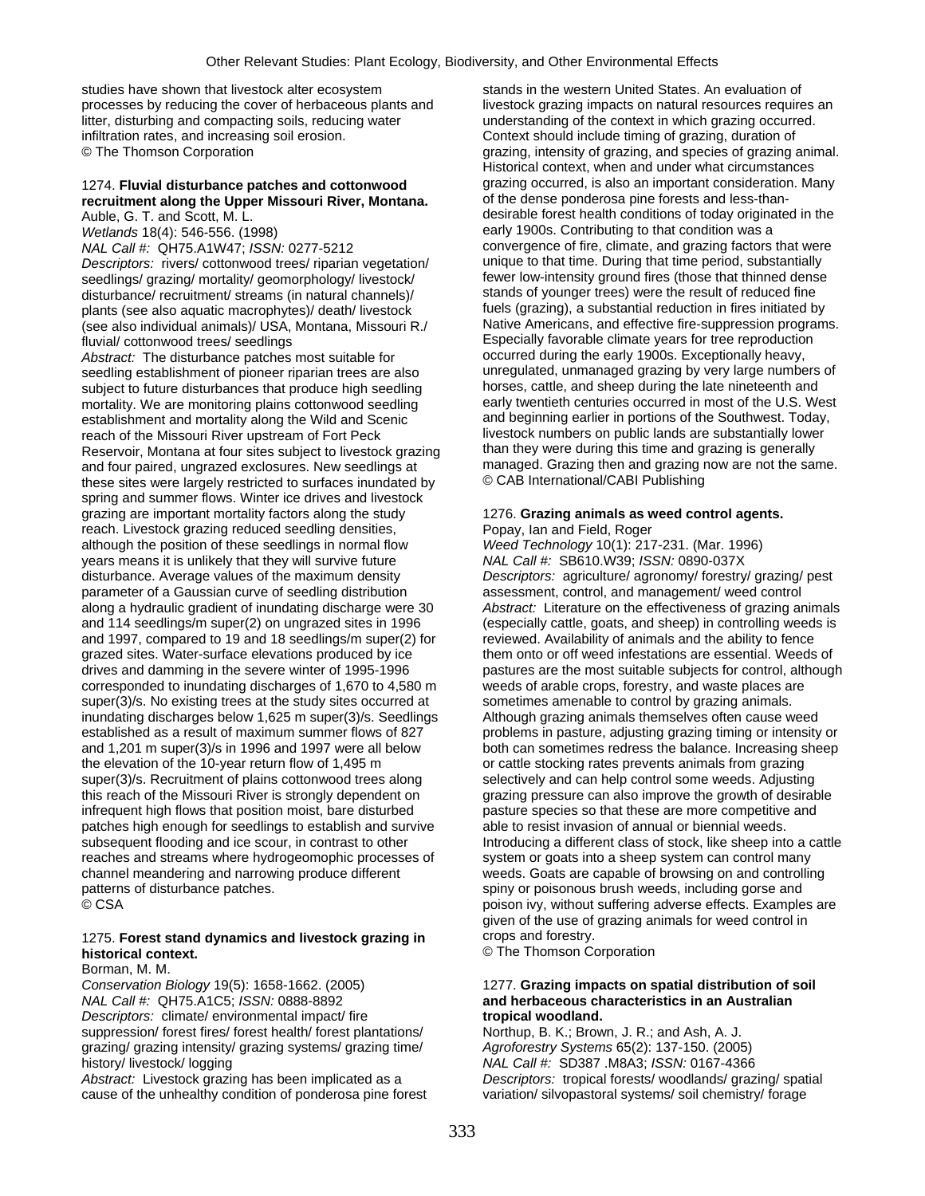studies have shown that livestock alter ecosystem processes by reducing the cover of herbaceous plants and litter, disturbing and compacting soils, reducing water infiltration rates, and increasing soil erosion.
© The Thomson Corporation

1274. **Fluvial disturbance patches and cottonwood recruitment along the Upper Missouri River, Montana.**
Auble, G. T. and Scott, M. L.
*Wetlands* 18(4): 546-556. (1998)
*NAL Call #:* QH75.A1W47; *ISSN:* 0277-5212
*Descriptors:* rivers/ cottonwood trees/ riparian vegetation/ seedlings/ grazing/ mortality/ geomorphology/ livestock/ disturbance/ recruitment/ streams (in natural channels)/ plants (see also aquatic macrophytes)/ death/ livestock (see also individual animals)/ USA, Montana, Missouri R./ fluvial/ cottonwood trees/ seedlings
*Abstract:* The disturbance patches most suitable for seedling establishment of pioneer riparian trees are also subject to future disturbances that produce high seedling mortality. We are monitoring plains cottonwood seedling establishment and mortality along the Wild and Scenic reach of the Missouri River upstream of Fort Peck Reservoir, Montana at four sites subject to livestock grazing and four paired, ungrazed exclosures. New seedlings at these sites were largely restricted to surfaces inundated by spring and summer flows. Winter ice drives and livestock grazing are important mortality factors along the study reach. Livestock grazing reduced seedling densities, although the position of these seedlings in normal flow years means it is unlikely that they will survive future disturbance. Average values of the maximum density parameter of a Gaussian curve of seedling distribution along a hydraulic gradient of inundating discharge were 30 and 114 seedlings/m super(2) on ungrazed sites in 1996 and 1997, compared to 19 and 18 seedlings/m super(2) for grazed sites. Water-surface elevations produced by ice drives and damming in the severe winter of 1995-1996 corresponded to inundating discharges of 1,670 to 4,580 m super(3)/s. No existing trees at the study sites occurred at inundating discharges below 1,625 m super(3)/s. Seedlings established as a result of maximum summer flows of 827 and 1,201 m super(3)/s in 1996 and 1997 were all below the elevation of the 10-year return flow of 1,495 m super(3)/s. Recruitment of plains cottonwood trees along this reach of the Missouri River is strongly dependent on infrequent high flows that position moist, bare disturbed patches high enough for seedlings to establish and survive subsequent flooding and ice scour, in contrast to other reaches and streams where hydrogeomophic processes of channel meandering and narrowing produce different patterns of disturbance patches.
© CSA

1275. **Forest stand dynamics and livestock grazing in historical context.**
Borman, M. M.
*Conservation Biology* 19(5): 1658-1662. (2005)
*NAL Call #:* QH75.A1C5; *ISSN:* 0888-8892
*Descriptors:* climate/ environmental impact/ fire suppression/ forest fires/ forest health/ forest plantations/ grazing/ grazing intensity/ grazing systems/ grazing time/ history/ livestock/ logging
*Abstract:* Livestock grazing has been implicated as a cause of the unhealthy condition of ponderosa pine forest stands in the western United States. An evaluation of livestock grazing impacts on natural resources requires an understanding of the context in which grazing occurred. Context should include timing of grazing, duration of grazing, intensity of grazing, and species of grazing animal. Historical context, when and under what circumstances grazing occurred, is also an important consideration. Many of the dense ponderosa pine forests and less-than-desirable forest health conditions of today originated in the early 1900s. Contributing to that condition was a convergence of fire, climate, and grazing factors that were unique to that time. During that time period, substantially fewer low-intensity ground fires (those that thinned dense stands of younger trees) were the result of reduced fine fuels (grazing), a substantial reduction in fires initiated by Native Americans, and effective fire-suppression programs. Especially favorable climate years for tree reproduction occurred during the early 1900s. Exceptionally heavy, unregulated, unmanaged grazing by very large numbers of horses, cattle, and sheep during the late nineteenth and early twentieth centuries occurred in most of the U.S. West and beginning earlier in portions of the Southwest. Today, livestock numbers on public lands are substantially lower than they were during this time and grazing is generally managed. Grazing then and grazing now are not the same.
© CAB International/CABI Publishing

1276. **Grazing animals as weed control agents.**
Popay, Ian and Field, Roger
*Weed Technology* 10(1): 217-231. (Mar. 1996)
*NAL Call #:* SB610.W39; *ISSN:* 0890-037X
*Descriptors:* agriculture/ agronomy/ forestry/ grazing/ pest assessment, control, and management/ weed control
*Abstract:* Literature on the effectiveness of grazing animals (especially cattle, goats, and sheep) in controlling weeds is reviewed. Availability of animals and the ability to fence them onto or off weed infestations are essential. Weeds of pastures are the most suitable subjects for control, although weeds of arable crops, forestry, and waste places are sometimes amenable to control by grazing animals. Although grazing animals themselves often cause weed problems in pasture, adjusting grazing timing or intensity or both can sometimes redress the balance. Increasing sheep or cattle stocking rates prevents animals from grazing selectively and can help control some weeds. Adjusting grazing pressure can also improve the growth of desirable pasture species so that these are more competitive and able to resist invasion of annual or biennial weeds. Introducing a different class of stock, like sheep into a cattle system or goats into a sheep system can control many weeds. Goats are capable of browsing on and controlling spiny or poisonous brush weeds, including gorse and poison ivy, without suffering adverse effects. Examples are given of the use of grazing animals for weed control in crops and forestry.
© The Thomson Corporation

1277. **Grazing impacts on spatial distribution of soil and herbaceous characteristics in an Australian tropical woodland.**
Northup, B. K.; Brown, J. R.; and Ash, A. J.
*Agroforestry Systems* 65(2): 137-150. (2005)
*NAL Call #:* SD387 .M8A3; *ISSN:* 0167-4366
*Descriptors:* tropical forests/ woodlands/ grazing/ spatial variation/ silvopastoral systems/ soil chemistry/ forage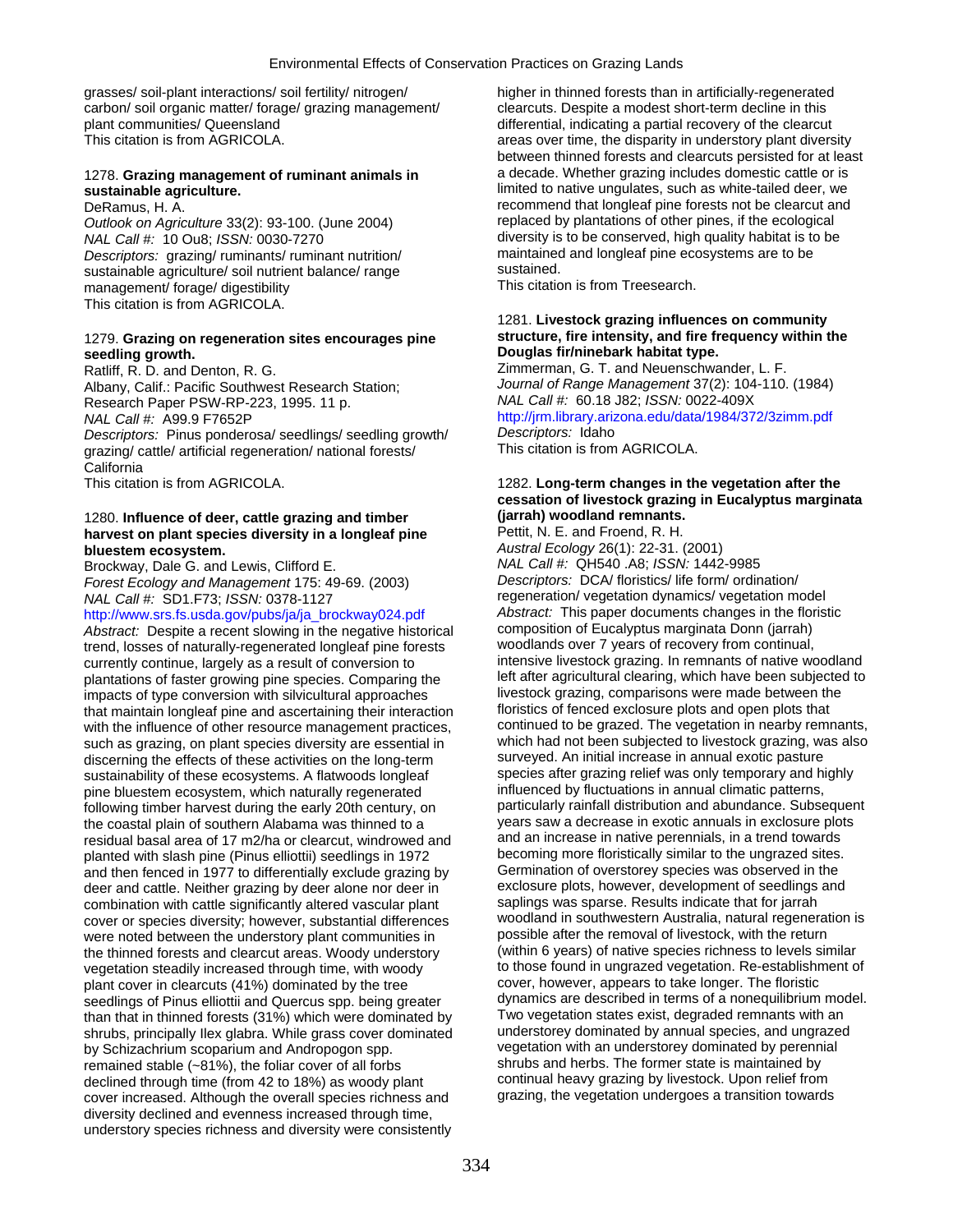grasses/ soil-plant interactions/ soil fertility/ nitrogen/ carbon/ soil organic matter/ forage/ grazing management/ plant communities/ Queensland
This citation is from AGRICOLA.

1278. **Grazing management of ruminant animals in sustainable agriculture.**
DeRamus, H. A.
*Outlook on Agriculture* 33(2): 93-100. (June 2004)
*NAL Call #:* 10 Ou8; *ISSN:* 0030-7270
*Descriptors:* grazing/ ruminants/ ruminant nutrition/ sustainable agriculture/ soil nutrient balance/ range management/ forage/ digestibility
This citation is from AGRICOLA.

1279. **Grazing on regeneration sites encourages pine seedling growth.**
Ratliff, R. D. and Denton, R. G.
Albany, Calif.: Pacific Southwest Research Station; Research Paper PSW-RP-223, 1995. 11 p.
*NAL Call #:* A99.9 F7652P
*Descriptors:* Pinus ponderosa/ seedlings/ seedling growth/ grazing/ cattle/ artificial regeneration/ national forests/ California
This citation is from AGRICOLA.

1280. **Influence of deer, cattle grazing and timber harvest on plant species diversity in a longleaf pine bluestem ecosystem.**
Brockway, Dale G. and Lewis, Clifford E.
*Forest Ecology and Management* 175: 49-69. (2003)
*NAL Call #:* SD1.F73; *ISSN:* 0378-1127
http://www.srs.fs.usda.gov/pubs/ja/ja_brockway024.pdf
*Abstract:* Despite a recent slowing in the negative historical trend, losses of naturally-regenerated longleaf pine forests currently continue, largely as a result of conversion to plantations of faster growing pine species. Comparing the impacts of type conversion with silvicultural approaches that maintain longleaf pine and ascertaining their interaction with the influence of other resource management practices, such as grazing, on plant species diversity are essential in discerning the effects of these activities on the long-term sustainability of these ecosystems. A flatwoods longleaf pine bluestem ecosystem, which naturally regenerated following timber harvest during the early 20th century, on the coastal plain of southern Alabama was thinned to a residual basal area of 17 m2/ha or clearcut, windrowed and planted with slash pine (Pinus elliottii) seedlings in 1972 and then fenced in 1977 to differentially exclude grazing by deer and cattle. Neither grazing by deer alone nor deer in combination with cattle significantly altered vascular plant cover or species diversity; however, substantial differences were noted between the understory plant communities in the thinned forests and clearcut areas. Woody understory vegetation steadily increased through time, with woody plant cover in clearcuts (41%) dominated by the tree seedlings of Pinus elliottii and Quercus spp. being greater than that in thinned forests (31%) which were dominated by shrubs, principally Ilex glabra. While grass cover dominated by Schizachrium scoparium and Andropogon spp. remained stable (~81%), the foliar cover of all forbs declined through time (from 42 to 18%) as woody plant cover increased. Although the overall species richness and diversity declined and evenness increased through time, understory species richness and diversity were consistently higher in thinned forests than in artificially-regenerated clearcuts. Despite a modest short-term decline in this differential, indicating a partial recovery of the clearcut areas over time, the disparity in understory plant diversity between thinned forests and clearcuts persisted for at least a decade. Whether grazing includes domestic cattle or is limited to native ungulates, such as white-tailed deer, we recommend that longleaf pine forests not be clearcut and replaced by plantations of other pines, if the ecological diversity is to be conserved, high quality habitat is to be maintained and longleaf pine ecosystems are to be sustained.
This citation is from Treesearch.

1281. **Livestock grazing influences on community structure, fire intensity, and fire frequency within the Douglas fir/ninebark habitat type.**
Zimmerman, G. T. and Neuenschwander, L. F.
*Journal of Range Management* 37(2): 104-110. (1984)
*NAL Call #:* 60.18 J82; *ISSN:* 0022-409X
http://jrm.library.arizona.edu/data/1984/372/3zimm.pdf
*Descriptors:* Idaho
This citation is from AGRICOLA.

1282. **Long-term changes in the vegetation after the cessation of livestock grazing in Eucalyptus marginata (jarrah) woodland remnants.**
Pettit, N. E. and Froend, R. H.
*Austral Ecology* 26(1): 22-31. (2001)
*NAL Call #:* QH540 .A8; *ISSN:* 1442-9985
*Descriptors:* DCA/ floristics/ life form/ ordination/ regeneration/ vegetation dynamics/ vegetation model
*Abstract:* This paper documents changes in the floristic composition of Eucalyptus marginata Donn (jarrah) woodlands over 7 years of recovery from continual, intensive livestock grazing. In remnants of native woodland left after agricultural clearing, which have been subjected to livestock grazing, comparisons were made between the floristics of fenced exclosure plots and open plots that continued to be grazed. The vegetation in nearby remnants, which had not been subjected to livestock grazing, was also surveyed. An initial increase in annual exotic pasture species after grazing relief was only temporary and highly influenced by fluctuations in annual climatic patterns, particularly rainfall distribution and abundance. Subsequent years saw a decrease in exotic annuals in exclosure plots and an increase in native perennials, in a trend towards becoming more floristically similar to the ungrazed sites. Germination of overstorey species was observed in the exclosure plots, however, development of seedlings and saplings was sparse. Results indicate that for jarrah woodland in southwestern Australia, natural regeneration is possible after the removal of livestock, with the return (within 6 years) of native species richness to levels similar to those found in ungrazed vegetation. Re-establishment of cover, however, appears to take longer. The floristic dynamics are described in terms of a nonequilibrium model. Two vegetation states exist, degraded remnants with an understorey dominated by annual species, and ungrazed vegetation with an understorey dominated by perennial shrubs and herbs. The former state is maintained by continual heavy grazing by livestock. Upon relief from grazing, the vegetation undergoes a transition towards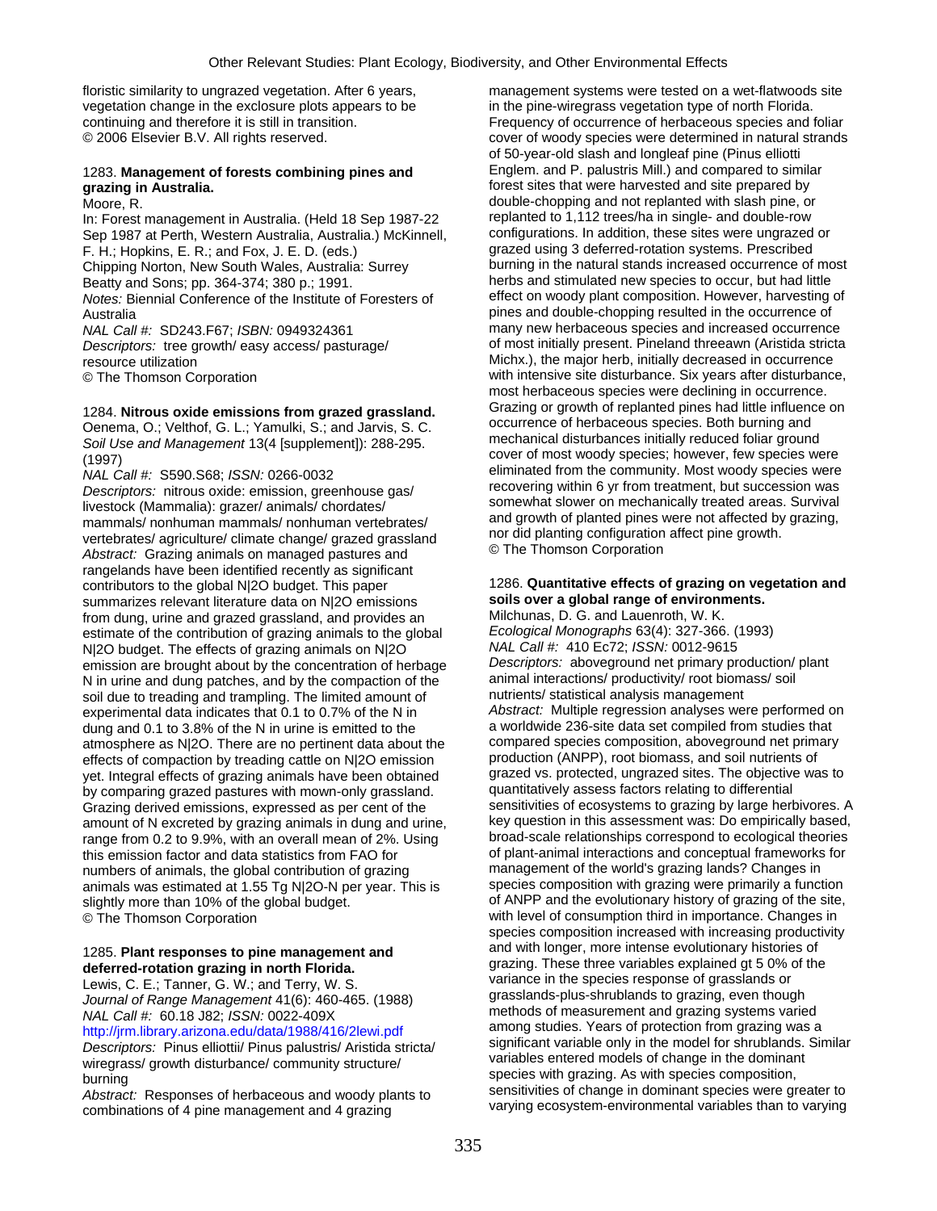floristic similarity to ungrazed vegetation. After 6 years, vegetation change in the exclosure plots appears to be continuing and therefore it is still in transition.
© 2006 Elsevier B.V. All rights reserved.

1283. **Management of forests combining pines and grazing in Australia.**
Moore, R.
In: Forest management in Australia. (Held 18 Sep 1987-22 Sep 1987 at Perth, Western Australia, Australia.) McKinnell, F. H.; Hopkins, E. R.; and Fox, J. E. D. (eds.)
Chipping Norton, New South Wales, Australia: Surrey Beatty and Sons; pp. 364-374; 380 p.; 1991.
*Notes:* Biennial Conference of the Institute of Foresters of Australia
*NAL Call #:* SD243.F67; *ISBN:* 0949324361
*Descriptors:* tree growth/ easy access/ pasturage/ resource utilization
© The Thomson Corporation

1284. **Nitrous oxide emissions from grazed grassland.**
Oenema, O.; Velthof, G. L.; Yamulki, S.; and Jarvis, S. C.
*Soil Use and Management* 13(4 [supplement]): 288-295. (1997)
*NAL Call #:* S590.S68; *ISSN:* 0266-0032
*Descriptors:* nitrous oxide: emission, greenhouse gas/ livestock (Mammalia): grazer/ animals/ chordates/ mammals/ nonhuman mammals/ nonhuman vertebrates/ vertebrates/ agriculture/ climate change/ grazed grassland
*Abstract:* Grazing animals on managed pastures and rangelands have been identified recently as significant contributors to the global N|2O budget. This paper summarizes relevant literature data on N|2O emissions from dung, urine and grazed grassland, and provides an estimate of the contribution of grazing animals to the global N|2O budget. The effects of grazing animals on N|2O emission are brought about by the concentration of herbage N in urine and dung patches, and by the compaction of the soil due to treading and trampling. The limited amount of experimental data indicates that 0.1 to 0.7% of the N in dung and 0.1 to 3.8% of the N in urine is emitted to the atmosphere as N|2O. There are no pertinent data about the effects of compaction by treading cattle on N|2O emission yet. Integral effects of grazing animals have been obtained by comparing grazed pastures with mown-only grassland. Grazing derived emissions, expressed as per cent of the amount of N excreted by grazing animals in dung and urine, range from 0.2 to 9.9%, with an overall mean of 2%. Using this emission factor and data statistics from FAO for numbers of animals, the global contribution of grazing animals was estimated at 1.55 Tg N|2O-N per year. This is slightly more than 10% of the global budget.
© The Thomson Corporation

1285. **Plant responses to pine management and deferred-rotation grazing in north Florida.**
Lewis, C. E.; Tanner, G. W.; and Terry, W. S.
*Journal of Range Management* 41(6): 460-465. (1988)
*NAL Call #:* 60.18 J82; *ISSN:* 0022-409X
http://jrm.library.arizona.edu/data/1988/416/2lewi.pdf
*Descriptors:* Pinus elliottii/ Pinus palustris/ Aristida stricta/ wiregrass/ growth disturbance/ community structure/ burning
*Abstract:* Responses of herbaceous and woody plants to combinations of 4 pine management and 4 grazing management systems were tested on a wet-flatwoods site in the pine-wiregrass vegetation type of north Florida. Frequency of occurrence of herbaceous species and foliar cover of woody species were determined in natural strands of 50-year-old slash and longleaf pine (Pinus elliotti Englem. and P. palustris Mill.) and compared to similar forest sites that were harvested and site prepared by double-chopping and not replanted with slash pine, or replanted to 1,112 trees/ha in single- and double-row configurations. In addition, these sites were ungrazed or grazed using 3 deferred-rotation systems. Prescribed burning in the natural stands increased occurrence of most herbs and stimulated new species to occur, but had little effect on woody plant composition. However, harvesting of pines and double-chopping resulted in the occurrence of many new herbaceous species and increased occurrence of most initially present. Pineland threeawn (Aristida stricta Michx.), the major herb, initially decreased in occurrence with intensive site disturbance. Six years after disturbance, most herbaceous species were declining in occurrence. Grazing or growth of replanted pines had little influence on occurrence of herbaceous species. Both burning and mechanical disturbances initially reduced foliar ground cover of most woody species; however, few species were eliminated from the community. Most woody species were recovering within 6 yr from treatment, but succession was somewhat slower on mechanically treated areas. Survival and growth of planted pines were not affected by grazing, nor did planting configuration affect pine growth.
© The Thomson Corporation

1286. **Quantitative effects of grazing on vegetation and soils over a global range of environments.**
Milchunas, D. G. and Lauenroth, W. K.
*Ecological Monographs* 63(4): 327-366. (1993)
*NAL Call #:* 410 Ec72; *ISSN:* 0012-9615
*Descriptors:* aboveground net primary production/ plant animal interactions/ productivity/ root biomass/ soil nutrients/ statistical analysis management
*Abstract:* Multiple regression analyses were performed on a worldwide 236-site data set compiled from studies that compared species composition, aboveground net primary production (ANPP), root biomass, and soil nutrients of grazed vs. protected, ungrazed sites. The objective was to quantitatively assess factors relating to differential sensitivities of ecosystems to grazing by large herbivores. A key question in this assessment was: Do empirically based, broad-scale relationships correspond to ecological theories of plant-animal interactions and conceptual frameworks for management of the world's grazing lands? Changes in species composition with grazing were primarily a function of ANPP and the evolutionary history of grazing of the site, with level of consumption third in importance. Changes in species composition increased with increasing productivity and with longer, more intense evolutionary histories of grazing. These three variables explained gt 5 0% of the variance in the species response of grasslands or grasslands-plus-shrublands to grazing, even though methods of measurement and grazing systems varied among studies. Years of protection from grazing was a significant variable only in the model for shrublands. Similar variables entered models of change in the dominant species with grazing. As with species composition, sensitivities of change in dominant species were greater to varying ecosystem-environmental variables than to varying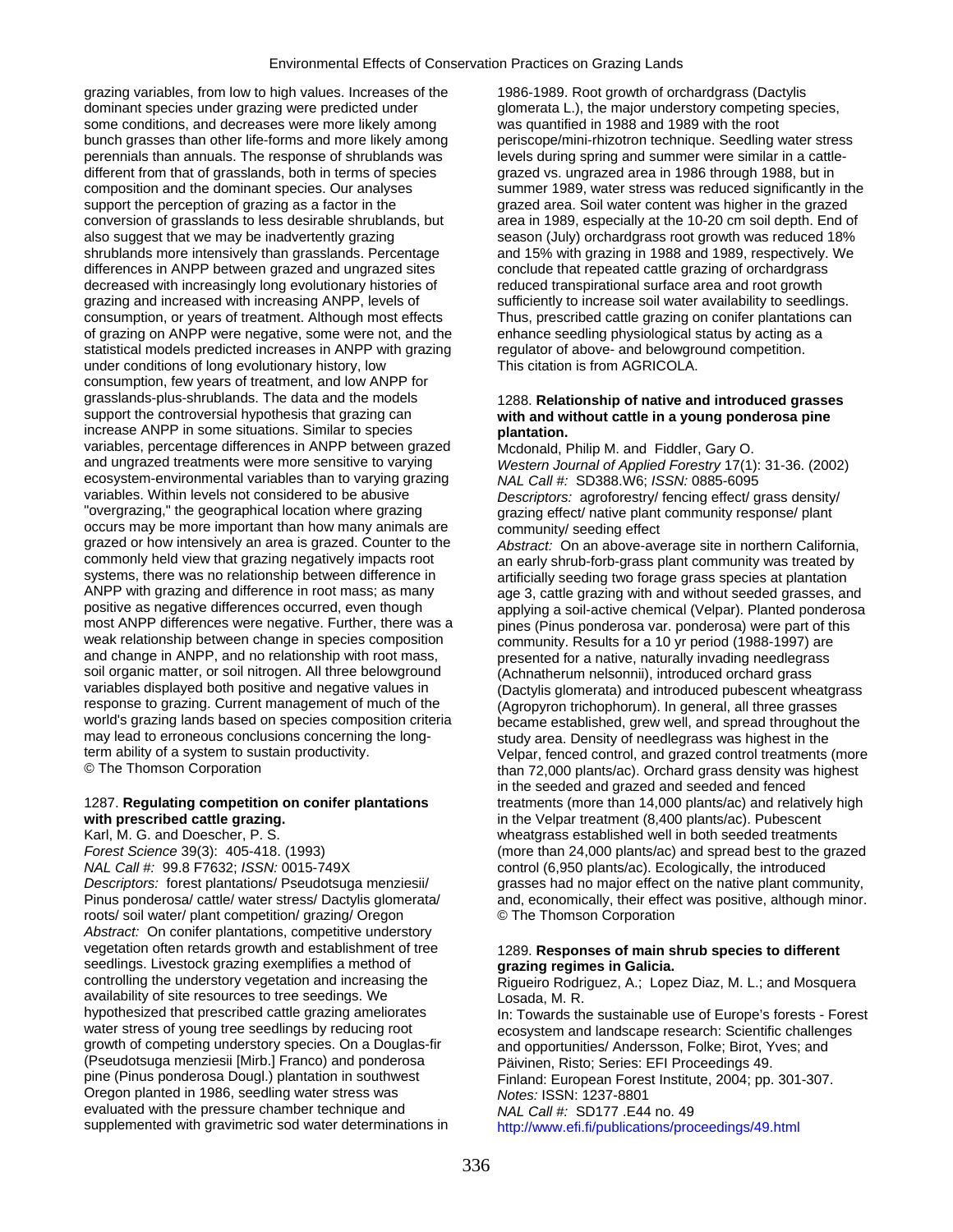grazing variables, from low to high values. Increases of the dominant species under grazing were predicted under some conditions, and decreases were more likely among bunch grasses than other life-forms and more likely among perennials than annuals. The response of shrublands was different from that of grasslands, both in terms of species composition and the dominant species. Our analyses support the perception of grazing as a factor in the conversion of grasslands to less desirable shrublands, but also suggest that we may be inadvertently grazing shrublands more intensively than grasslands. Percentage differences in ANPP between grazed and ungrazed sites decreased with increasingly long evolutionary histories of grazing and increased with increasing ANPP, levels of consumption, or years of treatment. Although most effects of grazing on ANPP were negative, some were not, and the statistical models predicted increases in ANPP with grazing under conditions of long evolutionary history, low consumption, few years of treatment, and low ANPP for grasslands-plus-shrublands. The data and the models support the controversial hypothesis that grazing can increase ANPP in some situations. Similar to species variables, percentage differences in ANPP between grazed and ungrazed treatments were more sensitive to varying ecosystem-environmental variables than to varying grazing variables. Within levels not considered to be abusive "overgrazing," the geographical location where grazing occurs may be more important than how many animals are grazed or how intensively an area is grazed. Counter to the commonly held view that grazing negatively impacts root systems, there was no relationship between difference in ANPP with grazing and difference in root mass; as many positive as negative differences occurred, even though most ANPP differences were negative. Further, there was a weak relationship between change in species composition and change in ANPP, and no relationship with root mass, soil organic matter, or soil nitrogen. All three belowground variables displayed both positive and negative values in response to grazing. Current management of much of the world's grazing lands based on species composition criteria may lead to erroneous conclusions concerning the long-term ability of a system to sustain productivity.
© The Thomson Corporation

1287. **Regulating competition on conifer plantations with prescribed cattle grazing.**
Karl, M. G. and Doescher, P. S.
*Forest Science* 39(3): 405-418. (1993)
*NAL Call #:* 99.8 F7632; *ISSN:* 0015-749X
*Descriptors:* forest plantations/ Pseudotsuga menziesii/ Pinus ponderosa/ cattle/ water stress/ Dactylis glomerata/ roots/ soil water/ plant competition/ grazing/ Oregon
*Abstract:* On conifer plantations, competitive understory vegetation often retards growth and establishment of tree seedlings. Livestock grazing exemplifies a method of controlling the understory vegetation and increasing the availability of site resources to tree seedings. We hypothesized that prescribed cattle grazing ameliorates water stress of young tree seedlings by reducing root growth of competing understory species. On a Douglas-fir (Pseudotsuga menziesii [Mirb.] Franco) and ponderosa pine (Pinus ponderosa Dougl.) plantation in southwest Oregon planted in 1986, seedling water stress was evaluated with the pressure chamber technique and supplemented with gravimetric sod water determinations in 1986-1989. Root growth of orchardgrass (Dactylis glomerata L.), the major understory competing species, was quantified in 1988 and 1989 with the root periscope/mini-rhizotron technique. Seedling water stress levels during spring and summer were similar in a cattle-grazed vs. ungrazed area in 1986 through 1988, but in summer 1989, water stress was reduced significantly in the grazed area. Soil water content was higher in the grazed area in 1989, especially at the 10-20 cm soil depth. End of season (July) orchardgrass root growth was reduced 18% and 15% with grazing in 1988 and 1989, respectively. We conclude that repeated cattle grazing of orchardgrass reduced transpirational surface area and root growth sufficiently to increase soil water availability to seedlings. Thus, prescribed cattle grazing on conifer plantations can enhance seedling physiological status by acting as a regulator of above- and belowground competition.
This citation is from AGRICOLA.

1288. **Relationship of native and introduced grasses with and without cattle in a young ponderosa pine plantation.**
Mcdonald, Philip M. and Fiddler, Gary O.
*Western Journal of Applied Forestry* 17(1): 31-36. (2002)
*NAL Call #:* SD388.W6; *ISSN:* 0885-6095
*Descriptors:* agroforestry/ fencing effect/ grass density/ grazing effect/ native plant community response/ plant community/ seeding effect
*Abstract:* On an above-average site in northern California, an early shrub-forb-grass plant community was treated by artificially seeding two forage grass species at plantation age 3, cattle grazing with and without seeded grasses, and applying a soil-active chemical (Velpar). Planted ponderosa pines (Pinus ponderosa var. ponderosa) were part of this community. Results for a 10 yr period (1988-1997) are presented for a native, naturally invading needlegrass (Achnatherum nelsonnii), introduced orchard grass (Dactylis glomerata) and introduced pubescent wheatgrass (Agropyron trichophorum). In general, all three grasses became established, grew well, and spread throughout the study area. Density of needlegrass was highest in the Velpar, fenced control, and grazed control treatments (more than 72,000 plants/ac). Orchard grass density was highest in the seeded and grazed and seeded and fenced treatments (more than 14,000 plants/ac) and relatively high in the Velpar treatment (8,400 plants/ac). Pubescent wheatgrass established well in both seeded treatments (more than 24,000 plants/ac) and spread best to the grazed control (6,950 plants/ac). Ecologically, the introduced grasses had no major effect on the native plant community, and, economically, their effect was positive, although minor.
© The Thomson Corporation

1289. **Responses of main shrub species to different grazing regimes in Galicia.**
Rigueiro Rodriguez, A.; Lopez Diaz, M. L.; and Mosquera Losada, M. R.
In: Towards the sustainable use of Europe's forests - Forest ecosystem and landscape research: Scientific challenges and opportunities/ Andersson, Folke; Birot, Yves; and Päivinen, Risto; Series: EFI Proceedings 49.
Finland: European Forest Institute, 2004; pp. 301-307.
*Notes:* ISSN: 1237-8801
*NAL Call #:* SD177 .E44 no. 49
http://www.efi.fi/publications/proceedings/49.html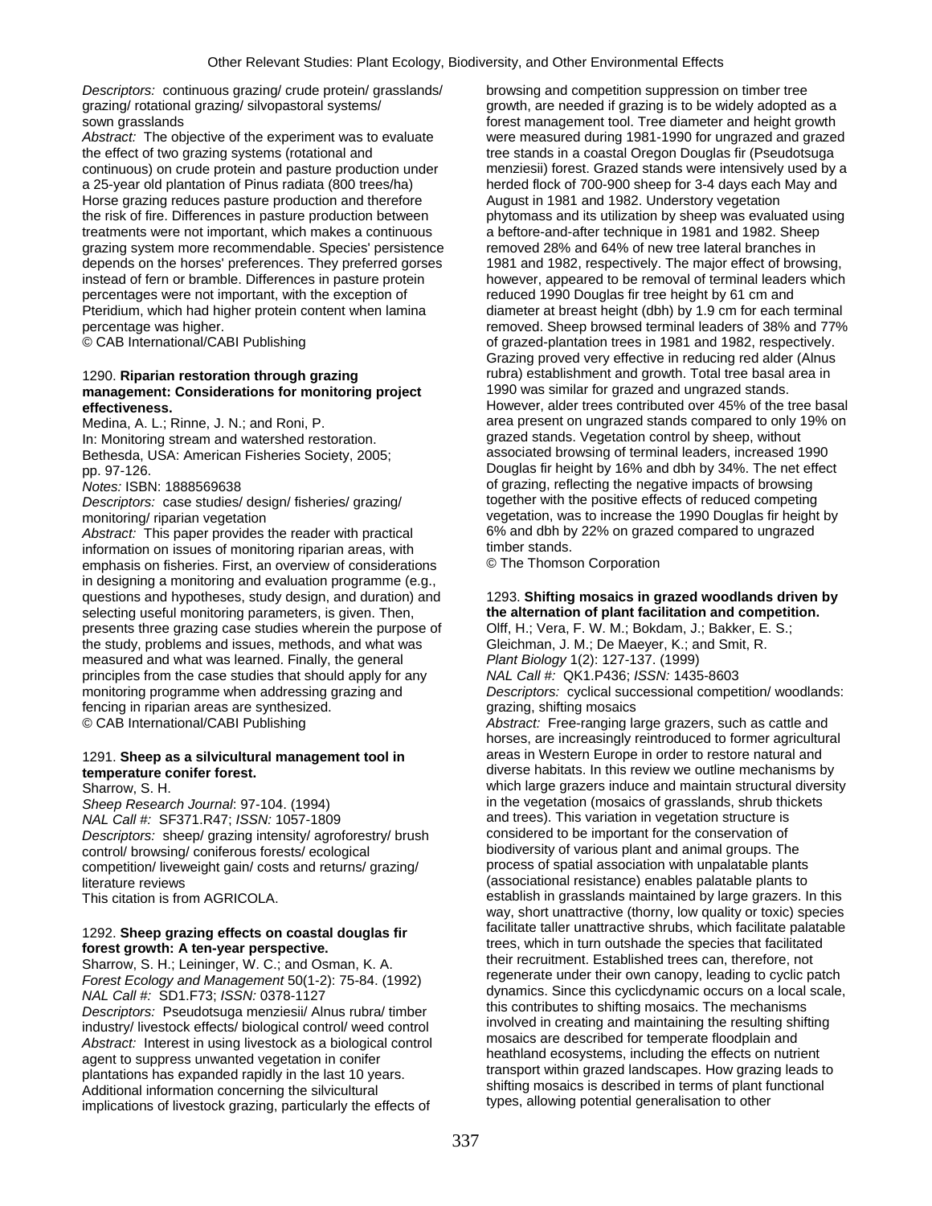*Descriptors:* continuous grazing/ crude protein/ grasslands/ grazing/ rotational grazing/ silvopastoral systems/ sown grasslands

*Abstract:* The objective of the experiment was to evaluate the effect of two grazing systems (rotational and continuous) on crude protein and pasture production under a 25-year old plantation of Pinus radiata (800 trees/ha) Horse grazing reduces pasture production and therefore the risk of fire. Differences in pasture production between treatments were not important, which makes a continuous grazing system more recommendable. Species' persistence depends on the horses' preferences. They preferred gorses instead of fern or bramble. Differences in pasture protein percentages were not important, with the exception of Pteridium, which had higher protein content when lamina percentage was higher.

© CAB International/CABI Publishing

1290. **Riparian restoration through grazing management: Considerations for monitoring project effectiveness.**

Medina, A. L.; Rinne, J. N.; and Roni, P.

In: Monitoring stream and watershed restoration. Bethesda, USA: American Fisheries Society, 2005; pp. 97-126.

*Notes:* ISBN: 1888569638

*Descriptors:* case studies/ design/ fisheries/ grazing/ monitoring/ riparian vegetation

*Abstract:* This paper provides the reader with practical information on issues of monitoring riparian areas, with emphasis on fisheries. First, an overview of considerations in designing a monitoring and evaluation programme (e.g., questions and hypotheses, study design, and duration) and selecting useful monitoring parameters, is given. Then, presents three grazing case studies wherein the purpose of the study, problems and issues, methods, and what was measured and what was learned. Finally, the general principles from the case studies that should apply for any monitoring programme when addressing grazing and fencing in riparian areas are synthesized.

© CAB International/CABI Publishing

1291. **Sheep as a silvicultural management tool in temperature conifer forest.**

Sharrow, S. H.

*Sheep Research Journal*: 97-104. (1994)

*NAL Call #:* SF371.R47; *ISSN:* 1057-1809

*Descriptors:* sheep/ grazing intensity/ agroforestry/ brush control/ browsing/ coniferous forests/ ecological competition/ liveweight gain/ costs and returns/ grazing/ literature reviews

This citation is from AGRICOLA.

1292. **Sheep grazing effects on coastal douglas fir forest growth: A ten-year perspective.**

Sharrow, S. H.; Leininger, W. C.; and Osman, K. A.

*Forest Ecology and Management* 50(1-2): 75-84. (1992)

*NAL Call #:* SD1.F73; *ISSN:* 0378-1127

*Descriptors:* Pseudotsuga menziesii/ Alnus rubra/ timber industry/ livestock effects/ biological control/ weed control

*Abstract:* Interest in using livestock as a biological control agent to suppress unwanted vegetation in conifer plantations has expanded rapidly in the last 10 years. Additional information concerning the silvicultural implications of livestock grazing, particularly the effects of browsing and competition suppression on timber tree growth, are needed if grazing is to be widely adopted as a forest management tool. Tree diameter and height growth were measured during 1981-1990 for ungrazed and grazed tree stands in a coastal Oregon Douglas fir (Pseudotsuga menziesii) forest. Grazed stands were intensively used by a herded flock of 700-900 sheep for 3-4 days each May and August in 1981 and 1982. Understory vegetation phytomass and its utilization by sheep was evaluated using a beftore-and-after technique in 1981 and 1982. Sheep removed 28% and 64% of new tree lateral branches in 1981 and 1982, respectively. The major effect of browsing, however, appeared to be removal of terminal leaders which reduced 1990 Douglas fir tree height by 61 cm and diameter at breast height (dbh) by 1.9 cm for each terminal removed. Sheep browsed terminal leaders of 38% and 77% of grazed-plantation trees in 1981 and 1982, respectively. Grazing proved very effective in reducing red alder (Alnus rubra) establishment and growth. Total tree basal area in 1990 was similar for grazed and ungrazed stands. However, alder trees contributed over 45% of the tree basal area present on ungrazed stands compared to only 19% on grazed stands. Vegetation control by sheep, without associated browsing of terminal leaders, increased 1990 Douglas fir height by 16% and dbh by 34%. The net effect of grazing, reflecting the negative impacts of browsing together with the positive effects of reduced competing vegetation, was to increase the 1990 Douglas fir height by 6% and dbh by 22% on grazed compared to ungrazed timber stands.

© The Thomson Corporation

1293. **Shifting mosaics in grazed woodlands driven by the alternation of plant facilitation and competition.**

Olff, H.; Vera, F. W. M.; Bokdam, J.; Bakker, E. S.; Gleichman, J. M.; De Maeyer, K.; and Smit, R.

*Plant Biology* 1(2): 127-137. (1999)

*NAL Call #:* QK1.P436; *ISSN:* 1435-8603

*Descriptors:* cyclical successional competition/ woodlands: grazing, shifting mosaics

*Abstract:* Free-ranging large grazers, such as cattle and horses, are increasingly reintroduced to former agricultural areas in Western Europe in order to restore natural and diverse habitats. In this review we outline mechanisms by which large grazers induce and maintain structural diversity in the vegetation (mosaics of grasslands, shrub thickets and trees). This variation in vegetation structure is considered to be important for the conservation of biodiversity of various plant and animal groups. The process of spatial association with unpalatable plants (associational resistance) enables palatable plants to establish in grasslands maintained by large grazers. In this way, short unattractive (thorny, low quality or toxic) species facilitate taller unattractive shrubs, which facilitate palatable trees, which in turn outshade the species that facilitated their recruitment. Established trees can, therefore, not regenerate under their own canopy, leading to cyclic patch dynamics. Since this cyclicdynamic occurs on a local scale, this contributes to shifting mosaics. The mechanisms involved in creating and maintaining the resulting shifting mosaics are described for temperate floodplain and heathland ecosystems, including the effects on nutrient transport within grazed landscapes. How grazing leads to shifting mosaics is described in terms of plant functional types, allowing potential generalisation to other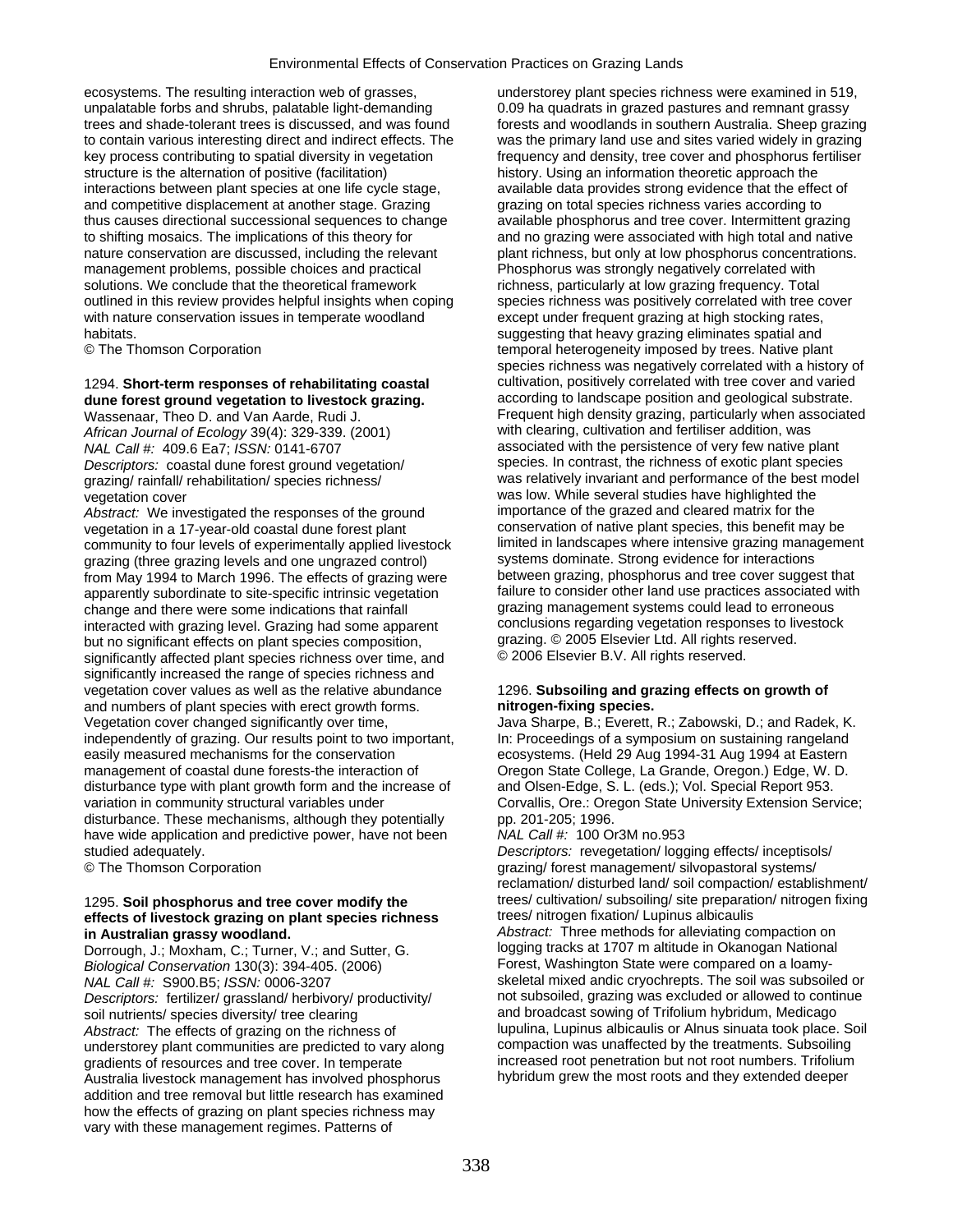ecosystems. The resulting interaction web of grasses, unpalatable forbs and shrubs, palatable light-demanding trees and shade-tolerant trees is discussed, and was found to contain various interesting direct and indirect effects. The key process contributing to spatial diversity in vegetation structure is the alternation of positive (facilitation) interactions between plant species at one life cycle stage, and competitive displacement at another stage. Grazing thus causes directional successional sequences to change to shifting mosaics. The implications of this theory for nature conservation are discussed, including the relevant management problems, possible choices and practical solutions. We conclude that the theoretical framework outlined in this review provides helpful insights when coping with nature conservation issues in temperate woodland habitats.
© The Thomson Corporation

1294. **Short-term responses of rehabilitating coastal dune forest ground vegetation to livestock grazing.**
Wassenaar, Theo D. and Van Aarde, Rudi J.
*African Journal of Ecology* 39(4): 329-339. (2001)
*NAL Call #:* 409.6 Ea7; *ISSN:* 0141-6707
*Descriptors:* coastal dune forest ground vegetation/ grazing/ rainfall/ rehabilitation/ species richness/ vegetation cover
*Abstract:* We investigated the responses of the ground vegetation in a 17-year-old coastal dune forest plant community to four levels of experimentally applied livestock grazing (three grazing levels and one ungrazed control) from May 1994 to March 1996. The effects of grazing were apparently subordinate to site-specific intrinsic vegetation change and there were some indications that rainfall interacted with grazing level. Grazing had some apparent but no significant effects on plant species composition, significantly affected plant species richness over time, and significantly increased the range of species richness and vegetation cover values as well as the relative abundance and numbers of plant species with erect growth forms. Vegetation cover changed significantly over time, independently of grazing. Our results point to two important, easily measured mechanisms for the conservation management of coastal dune forests-the interaction of disturbance type with plant growth form and the increase of variation in community structural variables under disturbance. These mechanisms, although they potentially have wide application and predictive power, have not been studied adequately.
© The Thomson Corporation

1295. **Soil phosphorus and tree cover modify the effects of livestock grazing on plant species richness in Australian grassy woodland.**
Dorrough, J.; Moxham, C.; Turner, V.; and Sutter, G.
*Biological Conservation* 130(3): 394-405. (2006)
*NAL Call #:* S900.B5; *ISSN:* 0006-3207
*Descriptors:* fertilizer/ grassland/ herbivory/ productivity/ soil nutrients/ species diversity/ tree clearing
*Abstract:* The effects of grazing on the richness of understorey plant communities are predicted to vary along gradients of resources and tree cover. In temperate Australia livestock management has involved phosphorus addition and tree removal but little research has examined how the effects of grazing on plant species richness may vary with these management regimes. Patterns of understorey plant species richness were examined in 519, 0.09 ha quadrats in grazed pastures and remnant grassy forests and woodlands in southern Australia. Sheep grazing was the primary land use and sites varied widely in grazing frequency and density, tree cover and phosphorus fertiliser history. Using an information theoretic approach the available data provides strong evidence that the effect of grazing on total species richness varies according to available phosphorus and tree cover. Intermittent grazing and no grazing were associated with high total and native plant richness, but only at low phosphorus concentrations. Phosphorus was strongly negatively correlated with richness, particularly at low grazing frequency. Total species richness was positively correlated with tree cover except under frequent grazing at high stocking rates, suggesting that heavy grazing eliminates spatial and temporal heterogeneity imposed by trees. Native plant species richness was negatively correlated with a history of cultivation, positively correlated with tree cover and varied according to landscape position and geological substrate. Frequent high density grazing, particularly when associated with clearing, cultivation and fertiliser addition, was associated with the persistence of very few native plant species. In contrast, the richness of exotic plant species was relatively invariant and performance of the best model was low. While several studies have highlighted the importance of the grazed and cleared matrix for the conservation of native plant species, this benefit may be limited in landscapes where intensive grazing management systems dominate. Strong evidence for interactions between grazing, phosphorus and tree cover suggest that failure to consider other land use practices associated with grazing management systems could lead to erroneous conclusions regarding vegetation responses to livestock grazing. © 2005 Elsevier Ltd. All rights reserved.
© 2006 Elsevier B.V. All rights reserved.

1296. **Subsoiling and grazing effects on growth of nitrogen-fixing species.**
Java Sharpe, B.; Everett, R.; Zabowski, D.; and Radek, K.
In: Proceedings of a symposium on sustaining rangeland ecosystems. (Held 29 Aug 1994-31 Aug 1994 at Eastern Oregon State College, La Grande, Oregon.) Edge, W. D. and Olsen-Edge, S. L. (eds.); Vol. Special Report 953. Corvallis, Ore.: Oregon State University Extension Service; pp. 201-205; 1996.
*NAL Call #:* 100 Or3M no.953
*Descriptors:* revegetation/ logging effects/ inceptisols/ grazing/ forest management/ silvopastoral systems/ reclamation/ disturbed land/ soil compaction/ establishment/ trees/ cultivation/ subsoiling/ site preparation/ nitrogen fixing trees/ nitrogen fixation/ Lupinus albicaulis
*Abstract:* Three methods for alleviating compaction on logging tracks at 1707 m altitude in Okanogan National Forest, Washington State were compared on a loamy-skeletal mixed andic cryochrepts. The soil was subsoiled or not subsoiled, grazing was excluded or allowed to continue and broadcast sowing of Trifolium hybridum, Medicago lupulina, Lupinus albicaulis or Alnus sinuata took place. Soil compaction was unaffected by the treatments. Subsoiling increased root penetration but not root numbers. Trifolium hybridum grew the most roots and they extended deeper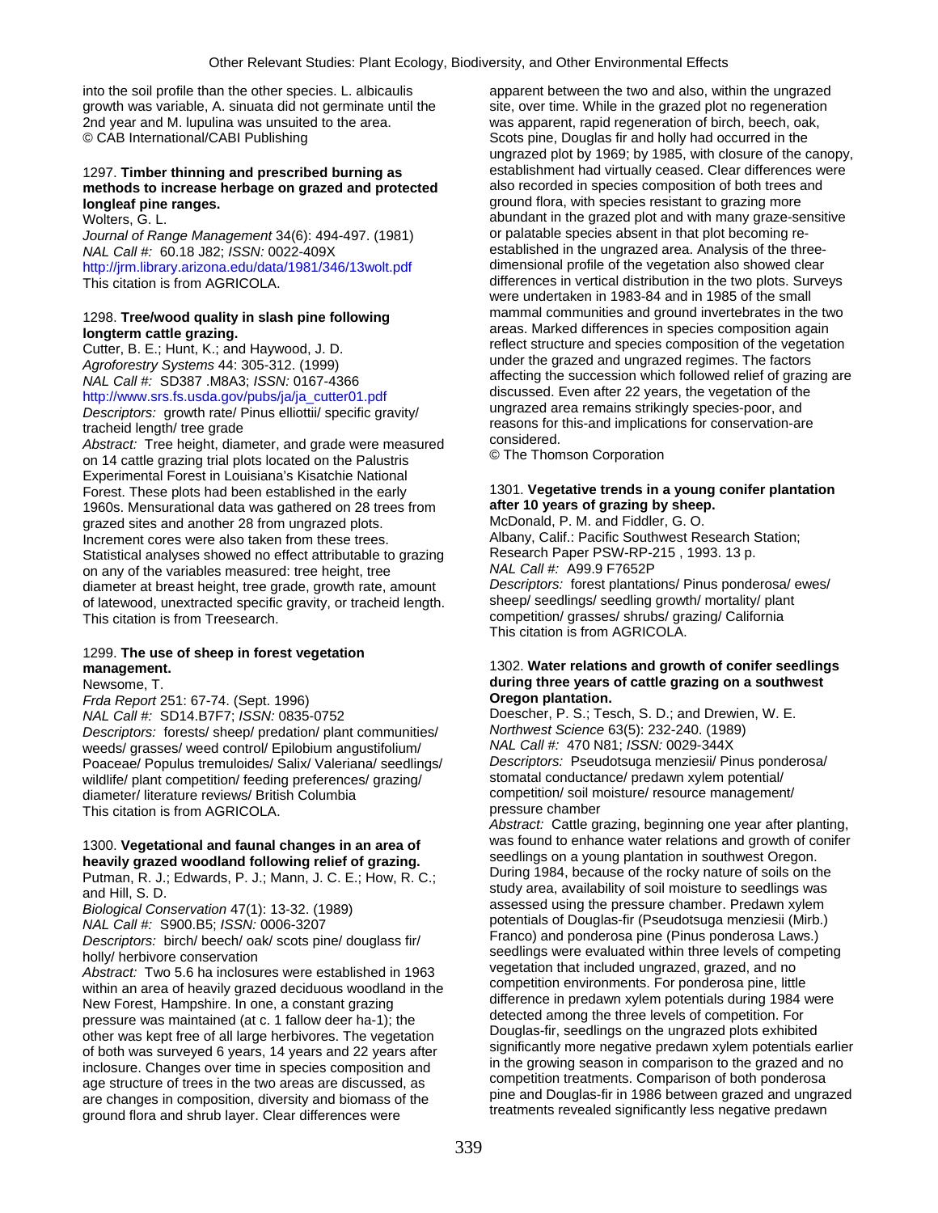into the soil profile than the other species. L. albicaulis growth was variable, A. sinuata did not germinate until the 2nd year and M. lupulina was unsuited to the area.
© CAB International/CABI Publishing

1297. **Timber thinning and prescribed burning as methods to increase herbage on grazed and protected longleaf pine ranges.**
Wolters, G. L.
*Journal of Range Management* 34(6): 494-497. (1981)
*NAL Call #:* 60.18 J82; *ISSN:* 0022-409X
http://jrm.library.arizona.edu/data/1981/346/13wolt.pdf
This citation is from AGRICOLA.

1298. **Tree/wood quality in slash pine following longterm cattle grazing.**
Cutter, B. E.; Hunt, K.; and Haywood, J. D.
*Agroforestry Systems* 44: 305-312. (1999)
*NAL Call #:* SD387 .M8A3; *ISSN:* 0167-4366
http://www.srs.fs.usda.gov/pubs/ja/ja_cutter01.pdf
*Descriptors:* growth rate/ Pinus elliottii/ specific gravity/ tracheid length/ tree grade
*Abstract:* Tree height, diameter, and grade were measured on 14 cattle grazing trial plots located on the Palustris Experimental Forest in Louisiana's Kisatchie National Forest. These plots had been established in the early 1960s. Mensurational data was gathered on 28 trees from grazed sites and another 28 from ungrazed plots. Increment cores were also taken from these trees. Statistical analyses showed no effect attributable to grazing on any of the variables measured: tree height, tree diameter at breast height, tree grade, growth rate, amount of latewood, unextracted specific gravity, or tracheid length.
This citation is from Treesearch.

1299. **The use of sheep in forest vegetation management.**
Newsome, T.
*Frda Report* 251: 67-74. (Sept. 1996)
*NAL Call #:* SD14.B7F7; *ISSN:* 0835-0752
*Descriptors:* forests/ sheep/ predation/ plant communities/ weeds/ grasses/ weed control/ Epilobium angustifolium/ Poaceae/ Populus tremuloides/ Salix/ Valeriana/ seedlings/ wildlife/ plant competition/ feeding preferences/ grazing/ diameter/ literature reviews/ British Columbia
This citation is from AGRICOLA.

1300. **Vegetational and faunal changes in an area of heavily grazed woodland following relief of grazing.**
Putman, R. J.; Edwards, P. J.; Mann, J. C. E.; How, R. C.; and Hill, S. D.
*Biological Conservation* 47(1): 13-32. (1989)
*NAL Call #:* S900.B5; *ISSN:* 0006-3207
*Descriptors:* birch/ beech/ oak/ scots pine/ douglass fir/ holly/ herbivore conservation
*Abstract:* Two 5.6 ha inclosures were established in 1963 within an area of heavily grazed deciduous woodland in the New Forest, Hampshire. In one, a constant grazing pressure was maintained (at c. 1 fallow deer ha-1); the other was kept free of all large herbivores. The vegetation of both was surveyed 6 years, 14 years and 22 years after inclosure. Changes over time in species composition and age structure of trees in the two areas are discussed, as are changes in composition, diversity and biomass of the ground flora and shrub layer. Clear differences were apparent between the two and also, within the ungrazed site, over time. While in the grazed plot no regeneration was apparent, rapid regeneration of birch, beech, oak, Scots pine, Douglas fir and holly had occurred in the ungrazed plot by 1969; by 1985, with closure of the canopy, establishment had virtually ceased. Clear differences were also recorded in species composition of both trees and ground flora, with species resistant to grazing more abundant in the grazed plot and with many graze-sensitive or palatable species absent in that plot becoming re-established in the ungrazed area. Analysis of the three-dimensional profile of the vegetation also showed clear differences in vertical distribution in the two plots. Surveys were undertaken in 1983-84 and in 1985 of the small mammal communities and ground invertebrates in the two areas. Marked differences in species composition again reflect structure and species composition of the vegetation under the grazed and ungrazed regimes. The factors affecting the succession which followed relief of grazing are discussed. Even after 22 years, the vegetation of the ungrazed area remains strikingly species-poor, and reasons for this-and implications for conservation-are considered.
© The Thomson Corporation

1301. **Vegetative trends in a young conifer plantation after 10 years of grazing by sheep.**
McDonald, P. M. and Fiddler, G. O.
Albany, Calif.: Pacific Southwest Research Station; Research Paper PSW-RP-215 , 1993. 13 p.
*NAL Call #:* A99.9 F7652P
*Descriptors:* forest plantations/ Pinus ponderosa/ ewes/ sheep/ seedlings/ seedling growth/ mortality/ plant competition/ grasses/ shrubs/ grazing/ California
This citation is from AGRICOLA.

1302. **Water relations and growth of conifer seedlings during three years of cattle grazing on a southwest Oregon plantation.**
Doescher, P. S.; Tesch, S. D.; and Drewien, W. E.
*Northwest Science* 63(5): 232-240. (1989)
*NAL Call #:* 470 N81; *ISSN:* 0029-344X
*Descriptors:* Pseudotsuga menziesii/ Pinus ponderosa/ stomatal conductance/ predawn xylem potential/ competition/ soil moisture/ resource management/ pressure chamber
*Abstract:* Cattle grazing, beginning one year after planting, was found to enhance water relations and growth of conifer seedlings on a young plantation in southwest Oregon. During 1984, because of the rocky nature of soils on the study area, availability of soil moisture to seedlings was assessed using the pressure chamber. Predawn xylem potentials of Douglas-fir (Pseudotsuga menziesii (Mirb.) Franco) and ponderosa pine (Pinus ponderosa Laws.) seedlings were evaluated within three levels of competing vegetation that included ungrazed, grazed, and no competition environments. For ponderosa pine, little difference in predawn xylem potentials during 1984 were detected among the three levels of competition. For Douglas-fir, seedlings on the ungrazed plots exhibited significantly more negative predawn xylem potentials earlier in the growing season in comparison to the grazed and no competition treatments. Comparison of both ponderosa pine and Douglas-fir in 1986 between grazed and ungrazed treatments revealed significantly less negative predawn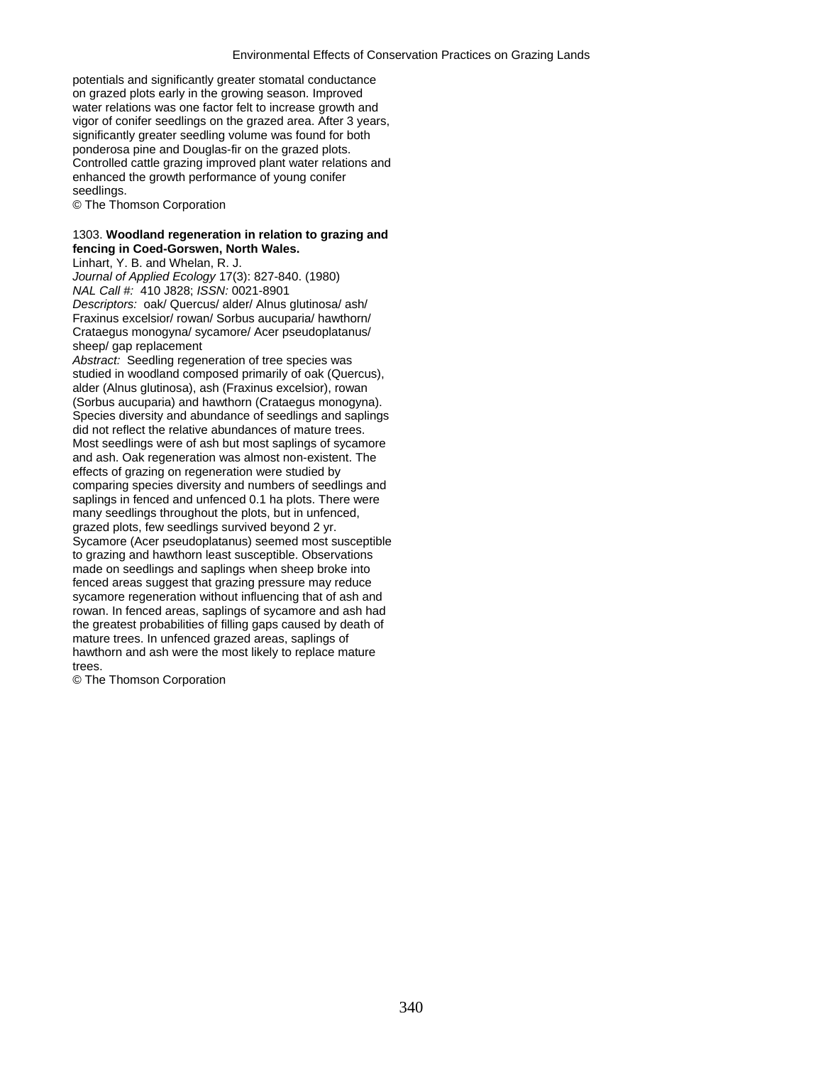potentials and significantly greater stomatal conductance on grazed plots early in the growing season. Improved water relations was one factor felt to increase growth and vigor of conifer seedlings on the grazed area. After 3 years, significantly greater seedling volume was found for both ponderosa pine and Douglas-fir on the grazed plots. Controlled cattle grazing improved plant water relations and enhanced the growth performance of young conifer seedlings.
© The Thomson Corporation

1303. **Woodland regeneration in relation to grazing and fencing in Coed-Gorswen, North Wales.**
Linhart, Y. B. and Whelan, R. J.
*Journal of Applied Ecology* 17(3): 827-840. (1980)
*NAL Call #:* 410 J828; *ISSN:* 0021-8901
*Descriptors:* oak/ Quercus/ alder/ Alnus glutinosa/ ash/ Fraxinus excelsior/ rowan/ Sorbus aucuparia/ hawthorn/ Crataegus monogyna/ sycamore/ Acer pseudoplatanus/ sheep/ gap replacement
*Abstract:* Seedling regeneration of tree species was studied in woodland composed primarily of oak (Quercus), alder (Alnus glutinosa), ash (Fraxinus excelsior), rowan (Sorbus aucuparia) and hawthorn (Crataegus monogyna). Species diversity and abundance of seedlings and saplings did not reflect the relative abundances of mature trees. Most seedlings were of ash but most saplings of sycamore and ash. Oak regeneration was almost non-existent. The effects of grazing on regeneration were studied by comparing species diversity and numbers of seedlings and saplings in fenced and unfenced 0.1 ha plots. There were many seedlings throughout the plots, but in unfenced, grazed plots, few seedlings survived beyond 2 yr. Sycamore (Acer pseudoplatanus) seemed most susceptible to grazing and hawthorn least susceptible. Observations made on seedlings and saplings when sheep broke into fenced areas suggest that grazing pressure may reduce sycamore regeneration without influencing that of ash and rowan. In fenced areas, saplings of sycamore and ash had the greatest probabilities of filling gaps caused by death of mature trees. In unfenced grazed areas, saplings of hawthorn and ash were the most likely to replace mature trees.
© The Thomson Corporation